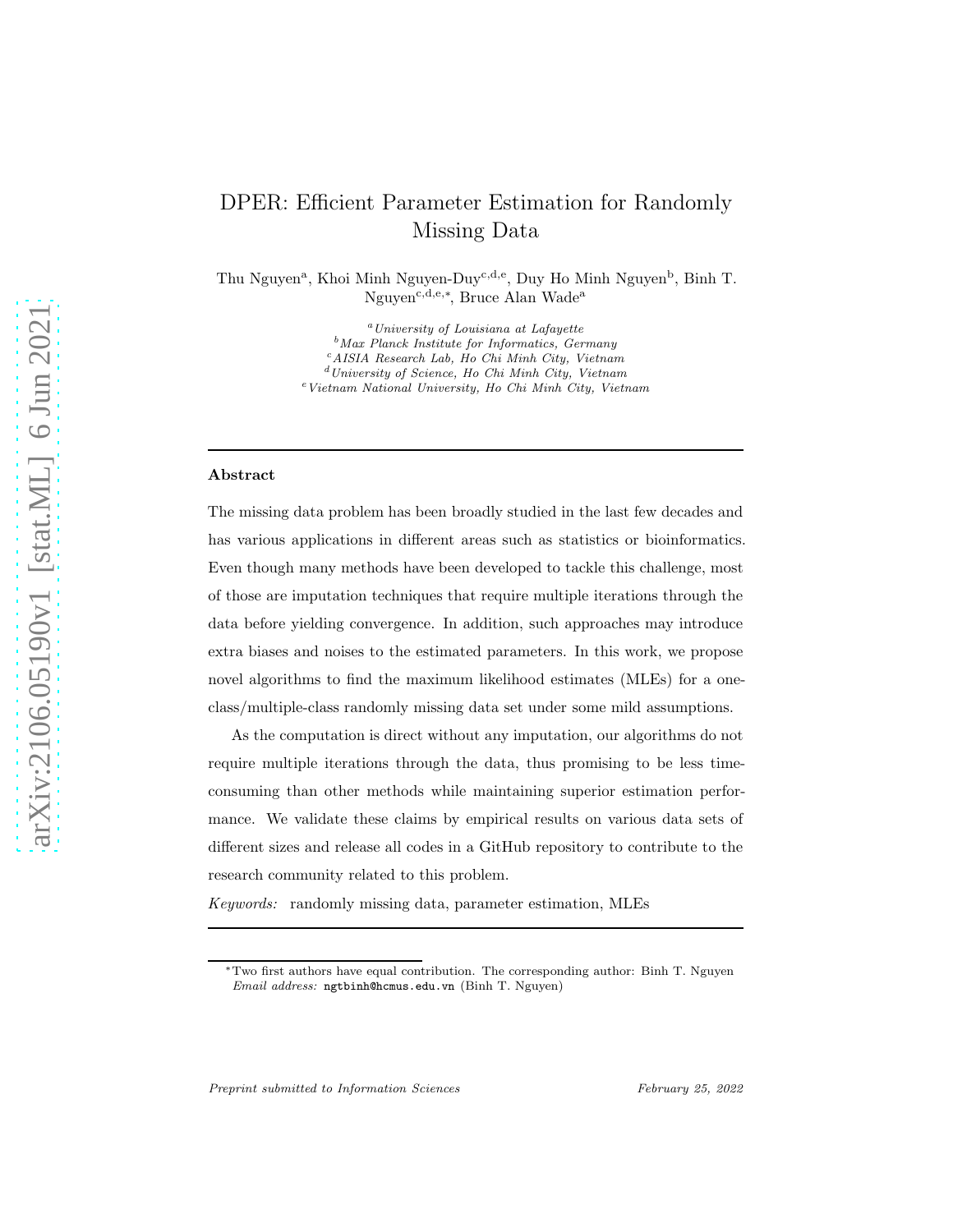# DPER: Efficient Parameter Estimation for Randomly Missing Data

Thu Nguyen[a], Khoi Minh Nguyen-Duy[c,d,e], Duy Ho Minh Nguyen[b], Binh T. Nguyen[c,d,e,*], Bruce Alan Wade[a]

[a] *University of Louisiana at Lafayette*
[b] *Max Planck Institute for Informatics, Germany*
[c] *AISIA Research Lab, Ho Chi Minh City, Vietnam*
[d] *University of Science, Ho Chi Minh City, Vietnam*
[e] *Vietnam National University, Ho Chi Minh City, Vietnam*

---

### Abstract

The missing data problem has been broadly studied in the last few decades and has various applications in different areas such as statistics or bioinformatics. Even though many methods have been developed to tackle this challenge, most of those are imputation techniques that require multiple iterations through the data before yielding convergence. In addition, such approaches may introduce extra biases and noises to the estimated parameters. In this work, we propose novel algorithms to find the maximum likelihood estimates (MLEs) for a one-class/multiple-class randomly missing data set under some mild assumptions.

As the computation is direct without any imputation, our algorithms do not require multiple iterations through the data, thus promising to be less time-consuming than other methods while maintaining superior estimation performance. We validate these claims by empirical results on various data sets of different sizes and release all codes in a GitHub repository to contribute to the research community related to this problem.

*Keywords:* randomly missing data, parameter estimation, MLEs

---

[*] Two first authors have equal contribution. The corresponding author: Binh T. Nguyen
*Email address:* ngtbinh@hcmus.edu.vn (Binh T. Nguyen)

*Preprint submitted to Information Sciences* February 25, 2022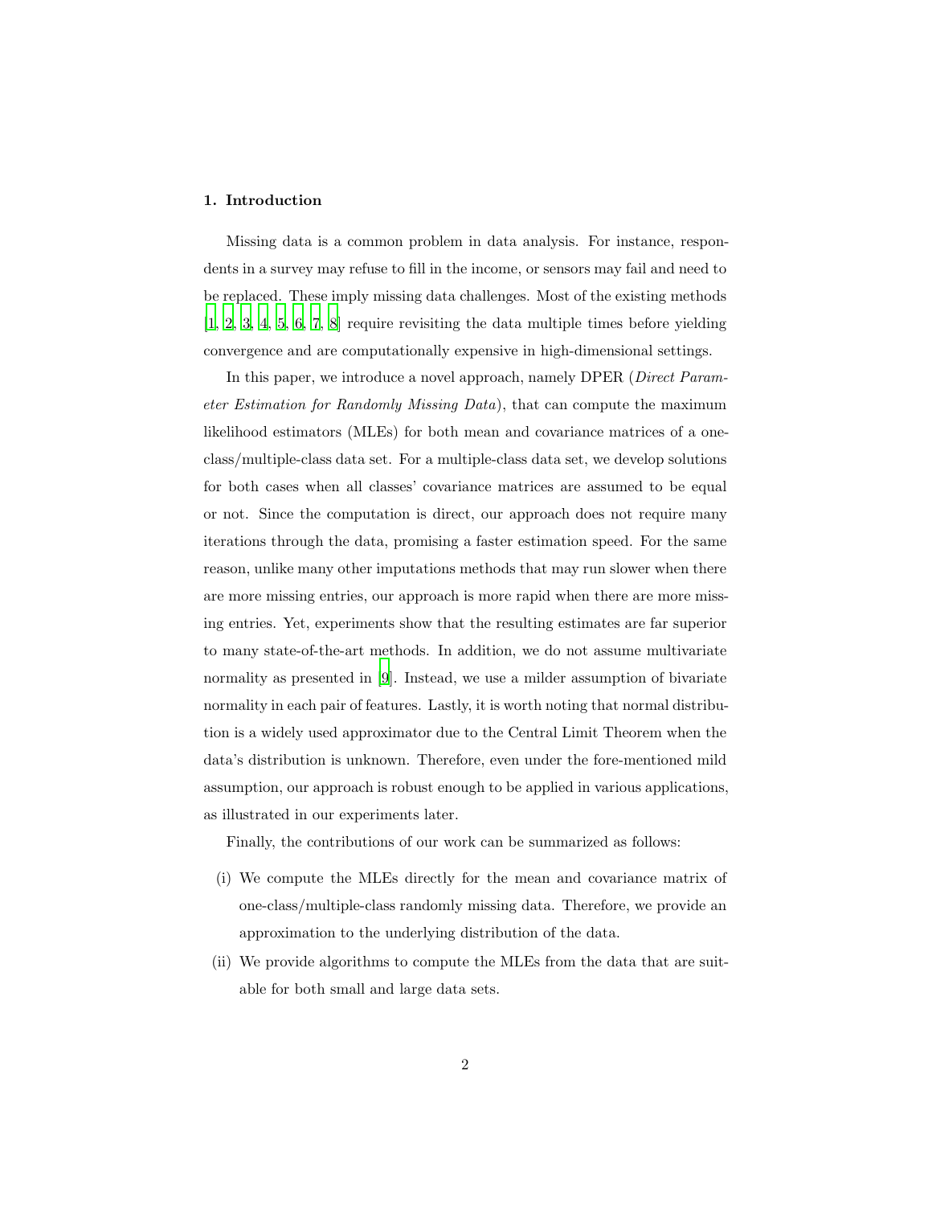## 1. Introduction

Missing data is a common problem in data analysis. For instance, respondents in a survey may refuse to fill in the income, or sensors may fail and need to be replaced. These imply missing data challenges. Most of the existing methods [1, 2, 3, 4, 5, 6, 7, 8] require revisiting the data multiple times before yielding convergence and are computationally expensive in high-dimensional settings.

In this paper, we introduce a novel approach, namely DPER (*Direct Parameter Estimation for Randomly Missing Data*), that can compute the maximum likelihood estimators (MLEs) for both mean and covariance matrices of a one-class/multiple-class data set. For a multiple-class data set, we develop solutions for both cases when all classes' covariance matrices are assumed to be equal or not. Since the computation is direct, our approach does not require many iterations through the data, promising a faster estimation speed. For the same reason, unlike many other imputations methods that may run slower when there are more missing entries, our approach is more rapid when there are more missing entries. Yet, experiments show that the resulting estimates are far superior to many state-of-the-art methods. In addition, we do not assume multivariate normality as presented in [9]. Instead, we use a milder assumption of bivariate normality in each pair of features. Lastly, it is worth noting that normal distribution is a widely used approximator due to the Central Limit Theorem when the data's distribution is unknown. Therefore, even under the fore-mentioned mild assumption, our approach is robust enough to be applied in various applications, as illustrated in our experiments later.

Finally, the contributions of our work can be summarized as follows:

(i) We compute the MLEs directly for the mean and covariance matrix of one-class/multiple-class randomly missing data. Therefore, we provide an approximation to the underlying distribution of the data.

(ii) We provide algorithms to compute the MLEs from the data that are suitable for both small and large data sets.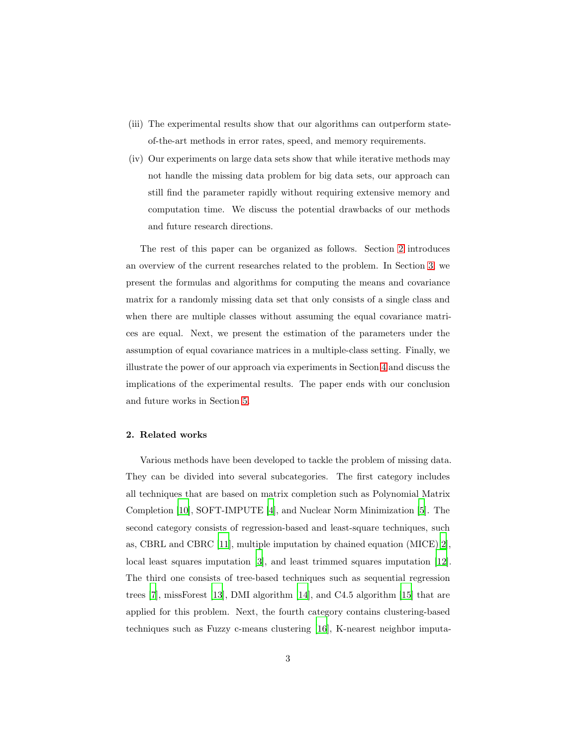(iii) The experimental results show that our algorithms can outperform state-of-the-art methods in error rates, speed, and memory requirements.

(iv) Our experiments on large data sets show that while iterative methods may not handle the missing data problem for big data sets, our approach can still find the parameter rapidly without requiring extensive memory and computation time. We discuss the potential drawbacks of our methods and future research directions.

The rest of this paper can be organized as follows. Section 2 introduces an overview of the current researches related to the problem. In Section 3, we present the formulas and algorithms for computing the means and covariance matrix for a randomly missing data set that only consists of a single class and when there are multiple classes without assuming the equal covariance matrices are equal. Next, we present the estimation of the parameters under the assumption of equal covariance matrices in a multiple-class setting. Finally, we illustrate the power of our approach via experiments in Section 4 and discuss the implications of the experimental results. The paper ends with our conclusion and future works in Section 5.

## 2. Related works

Various methods have been developed to tackle the problem of missing data. They can be divided into several subcategories. The first category includes all techniques that are based on matrix completion such as Polynomial Matrix Completion [10], SOFT-IMPUTE [4], and Nuclear Norm Minimization [5]. The second category consists of regression-based and least-square techniques, such as, CBRL and CBRC [11], multiple imputation by chained equation (MICE) [2], local least squares imputation [3], and least trimmed squares imputation [12]. The third one consists of tree-based techniques such as sequential regression trees [7], missForest [13], DMI algorithm [14], and C4.5 algorithm [15] that are applied for this problem. Next, the fourth category contains clustering-based techniques such as Fuzzy c-means clustering [16], K-nearest neighbor imputa-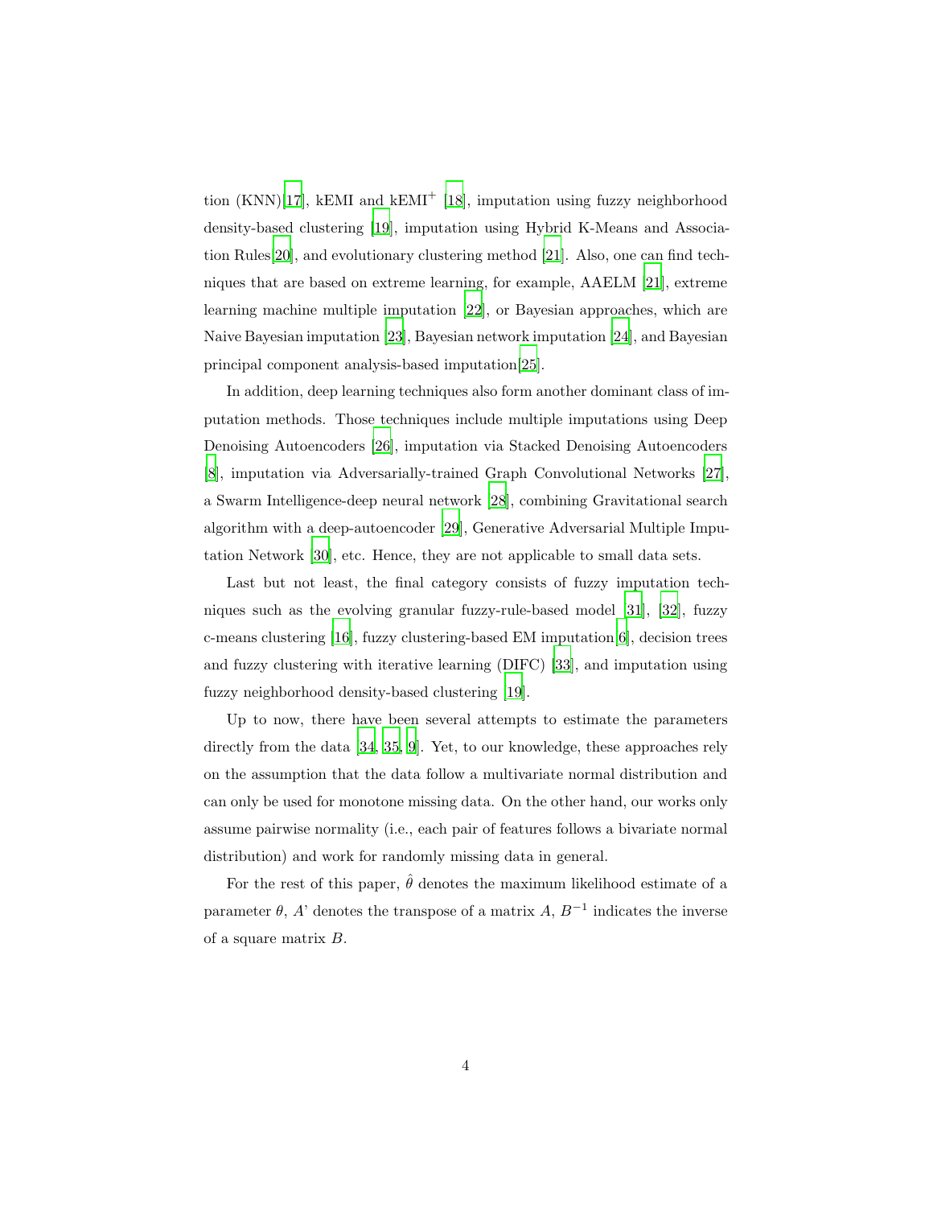tion (KNN)[17], kEMI and kEMI$^{+}$ [18], imputation using fuzzy neighborhood density-based clustering [19], imputation using Hybrid K-Means and Association Rules[20], and evolutionary clustering method [21]. Also, one can find techniques that are based on extreme learning, for example, AAELM [21], extreme learning machine multiple imputation [22], or Bayesian approaches, which are Naive Bayesian imputation [23], Bayesian network imputation [24], and Bayesian principal component analysis-based imputation[25].

In addition, deep learning techniques also form another dominant class of imputation methods. Those techniques include multiple imputations using Deep Denoising Autoencoders [26], imputation via Stacked Denoising Autoencoders [8], imputation via Adversarially-trained Graph Convolutional Networks [27], a Swarm Intelligence-deep neural network [28], combining Gravitational search algorithm with a deep-autoencoder [29], Generative Adversarial Multiple Imputation Network [30], etc. Hence, they are not applicable to small data sets.

Last but not least, the final category consists of fuzzy imputation techniques such as the evolving granular fuzzy-rule-based model [31], [32], fuzzy c-means clustering [16], fuzzy clustering-based EM imputation[6], decision trees and fuzzy clustering with iterative learning (DIFC) [33], and imputation using fuzzy neighborhood density-based clustering [19].

Up to now, there have been several attempts to estimate the parameters directly from the data [34, 35, 9]. Yet, to our knowledge, these approaches rely on the assumption that the data follow a multivariate normal distribution and can only be used for monotone missing data. On the other hand, our works only assume pairwise normality (i.e., each pair of features follows a bivariate normal distribution) and work for randomly missing data in general.

For the rest of this paper, $\hat{\theta}$ denotes the maximum likelihood estimate of a parameter $\theta$, $A$' denotes the transpose of a matrix $A$, $B^{-1}$ indicates the inverse of a square matrix $B$.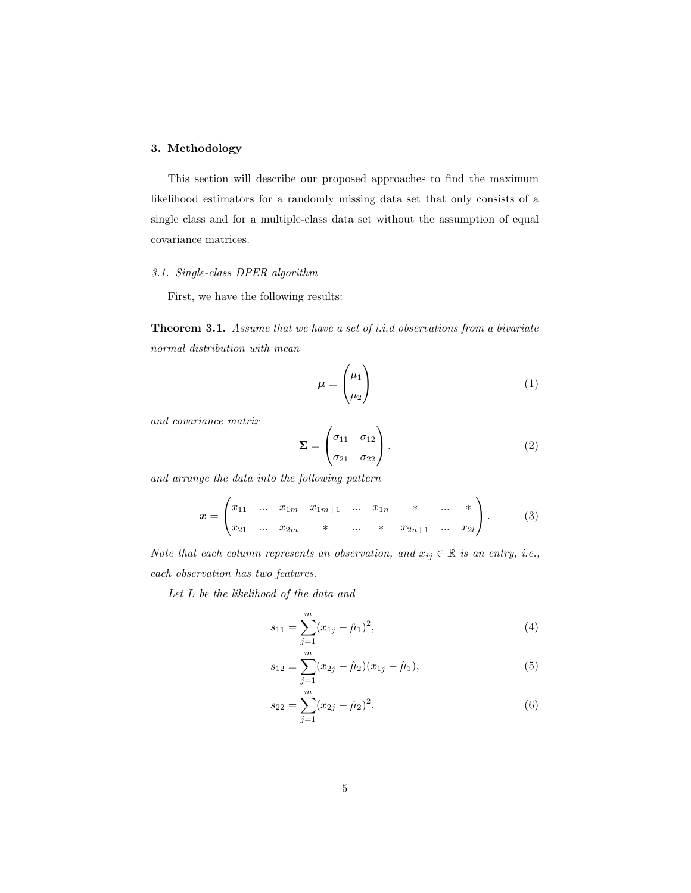## 3. Methodology

This section will describe our proposed approaches to find the maximum likelihood estimators for a randomly missing data set that only consists of a single class and for a multiple-class data set without the assumption of equal covariance matrices.

### *3.1. Single-class DPER algorithm*

First, we have the following results:

**Theorem 3.1.** *Assume that we have a set of i.i.d observations from a bivariate normal distribution with mean*

$$\boldsymbol{\mu} = \begin{pmatrix} \mu_1 \\ \mu_2 \end{pmatrix} \tag{1}$$

*and covariance matrix*

$$\boldsymbol{\Sigma} = \begin{pmatrix} \sigma_{11} & \sigma_{12} \\ \sigma_{21} & \sigma_{22} \end{pmatrix}. \tag{2}$$

*and arrange the data into the following pattern*

$$\boldsymbol{x} = \begin{pmatrix} x_{11} & ... & x_{1m} & x_{1m+1} & ... & x_{1n} & * & ... & * \\ x_{21} & ... & x_{2m} & * & ... & * & x_{2n+1} & ... & x_{2l} \end{pmatrix}. \tag{3}$$

*Note that each column represents an observation, and $x_{ij} \in \mathbb{R}$ is an entry, i.e., each observation has two features.*

*Let $L$ be the likelihood of the data and*

$$s_{11} = \sum_{j=1}^{m} (x_{1j} - \hat{\mu}_1)^2, \tag{4}$$

$$s_{12} = \sum_{j=1}^{m} (x_{2j} - \hat{\mu}_2)(x_{1j} - \hat{\mu}_1), \tag{5}$$

$$s_{22} = \sum_{j=1}^{m} (x_{2j} - \hat{\mu}_2)^2. \tag{6}$$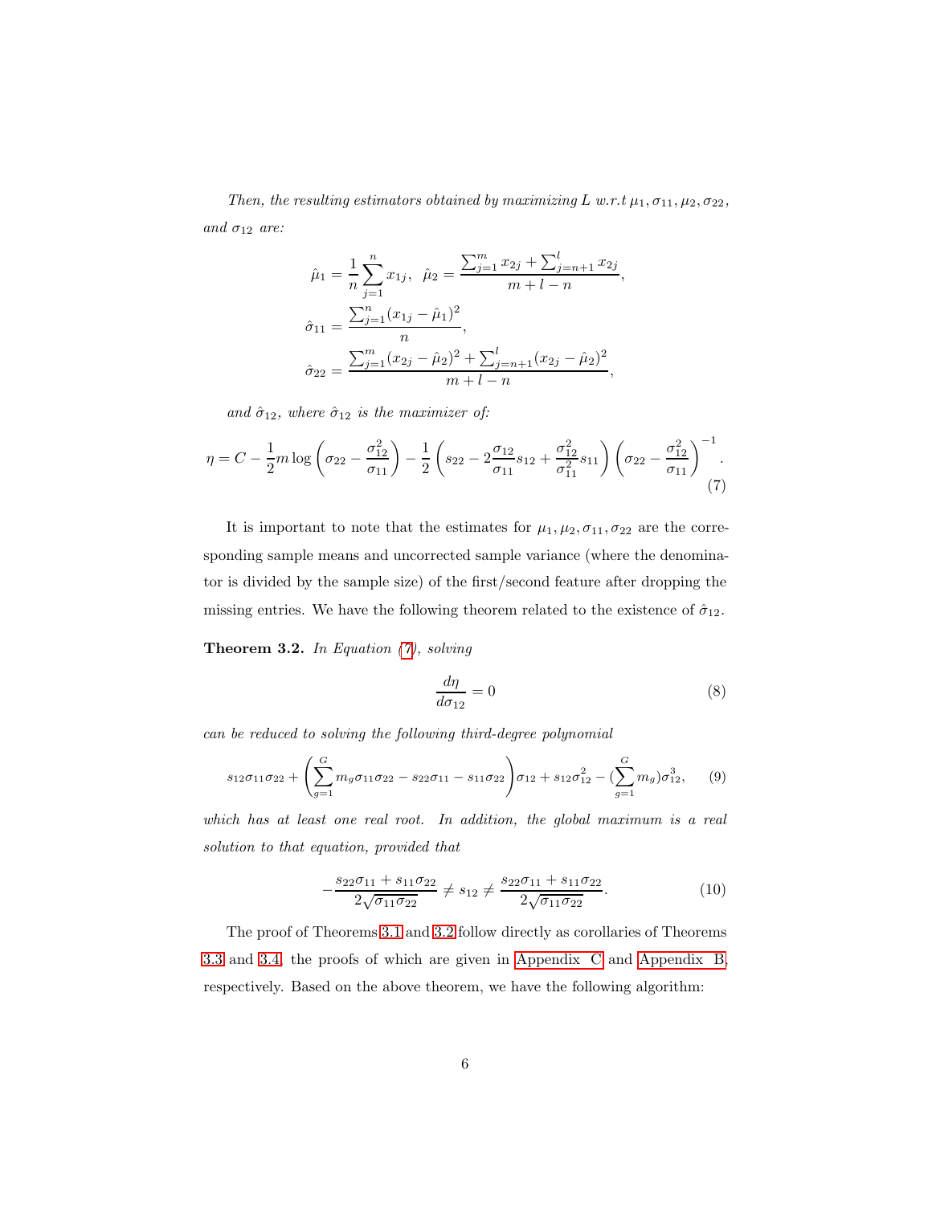*Then, the resulting estimators obtained by maximizing $L$ w.r.t $\mu_1, \sigma_{11}, \mu_2, \sigma_{22}$, and $\sigma_{12}$ are:*

$$\hat{\mu}_1 = \frac{1}{n}\sum_{j=1}^{n} x_{1j}, \quad \hat{\mu}_2 = \frac{\sum_{j=1}^{m} x_{2j} + \sum_{j=n+1}^{l} x_{2j}}{m+l-n},$$
$$\hat{\sigma}_{11} = \frac{\sum_{j=1}^{n}(x_{1j} - \hat{\mu}_1)^2}{n},$$
$$\hat{\sigma}_{22} = \frac{\sum_{j=1}^{m}(x_{2j} - \hat{\mu}_2)^2 + \sum_{j=n+1}^{l}(x_{2j} - \hat{\mu}_2)^2}{m+l-n},$$

*and $\hat{\sigma}_{12}$, where $\hat{\sigma}_{12}$ is the maximizer of:*

$$\eta = C - \frac{1}{2} m \log\left(\sigma_{22} - \frac{\sigma_{12}^2}{\sigma_{11}}\right) - \frac{1}{2}\left(s_{22} - 2\frac{\sigma_{12}}{\sigma_{11}}s_{12} + \frac{\sigma_{12}^2}{\sigma_{11}^2}s_{11}\right)\left(\sigma_{22} - \frac{\sigma_{12}^2}{\sigma_{11}}\right)^{-1}. \tag{7}$$

It is important to note that the estimates for $\mu_1, \mu_2, \sigma_{11}, \sigma_{22}$ are the corresponding sample means and uncorrected sample variance (where the denominator is divided by the sample size) of the first/second feature after dropping the missing entries. We have the following theorem related to the existence of $\hat{\sigma}_{12}$.

**Theorem 3.2.** *In Equation (7), solving*

$$\frac{d\eta}{d\sigma_{12}} = 0 \tag{8}$$

*can be reduced to solving the following third-degree polynomial*

$$s_{12}\sigma_{11}\sigma_{22} + \left(\sum_{g=1}^{G} m_g \sigma_{11}\sigma_{22} - s_{22}\sigma_{11} - s_{11}\sigma_{22}\right)\sigma_{12} + s_{12}\sigma_{12}^2 - \left(\sum_{g=1}^{G} m_g\right)\sigma_{12}^3, \tag{9}$$

*which has at least one real root. In addition, the global maximum is a real solution to that equation, provided that*

$$-\frac{s_{22}\sigma_{11} + s_{11}\sigma_{22}}{2\sqrt{\sigma_{11}\sigma_{22}}} \neq s_{12} \neq \frac{s_{22}\sigma_{11} + s_{11}\sigma_{22}}{2\sqrt{\sigma_{11}\sigma_{22}}}. \tag{10}$$

The proof of Theorems 3.1 and 3.2 follow directly as corollaries of Theorems 3.3 and 3.4, the proofs of which are given in Appendix C and Appendix B, respectively. Based on the above theorem, we have the following algorithm: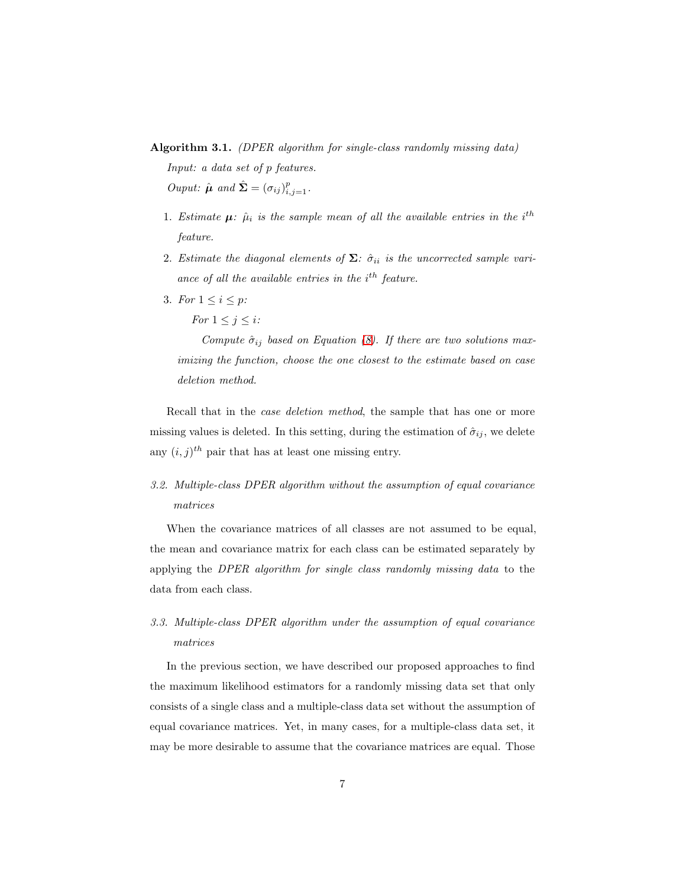**Algorithm 3.1.** *(DPER algorithm for single-class randomly missing data)*

*Input: a data set of p features.*

*Ouput: $\hat{\boldsymbol{\mu}}$ and $\hat{\boldsymbol{\Sigma}} = (\sigma_{ij})_{i,j=1}^{p}$.*

1. *Estimate $\boldsymbol{\mu}$: $\hat{\mu}_i$ is the sample mean of all the available entries in the $i^{th}$ feature.*
2. *Estimate the diagonal elements of $\boldsymbol{\Sigma}$: $\hat{\sigma}_{ii}$ is the uncorrected sample variance of all the available entries in the $i^{th}$ feature.*
3. *For $1 \leq i \leq p$:*

   *For $1 \leq j \leq i$:*

   *Compute $\hat{\sigma}_{ij}$ based on Equation (8). If there are two solutions maximizing the function, choose the one closest to the estimate based on case deletion method.*

Recall that in the *case deletion method*, the sample that has one or more missing values is deleted. In this setting, during the estimation of $\hat{\sigma}_{ij}$, we delete any $(i, j)^{th}$ pair that has at least one missing entry.

### *3.2. Multiple-class DPER algorithm without the assumption of equal covariance matrices*

When the covariance matrices of all classes are not assumed to be equal, the mean and covariance matrix for each class can be estimated separately by applying the *DPER algorithm for single class randomly missing data* to the data from each class.

### *3.3. Multiple-class DPER algorithm under the assumption of equal covariance matrices*

In the previous section, we have described our proposed approaches to find the maximum likelihood estimators for a randomly missing data set that only consists of a single class and a multiple-class data set without the assumption of equal covariance matrices. Yet, in many cases, for a multiple-class data set, it may be more desirable to assume that the covariance matrices are equal. Those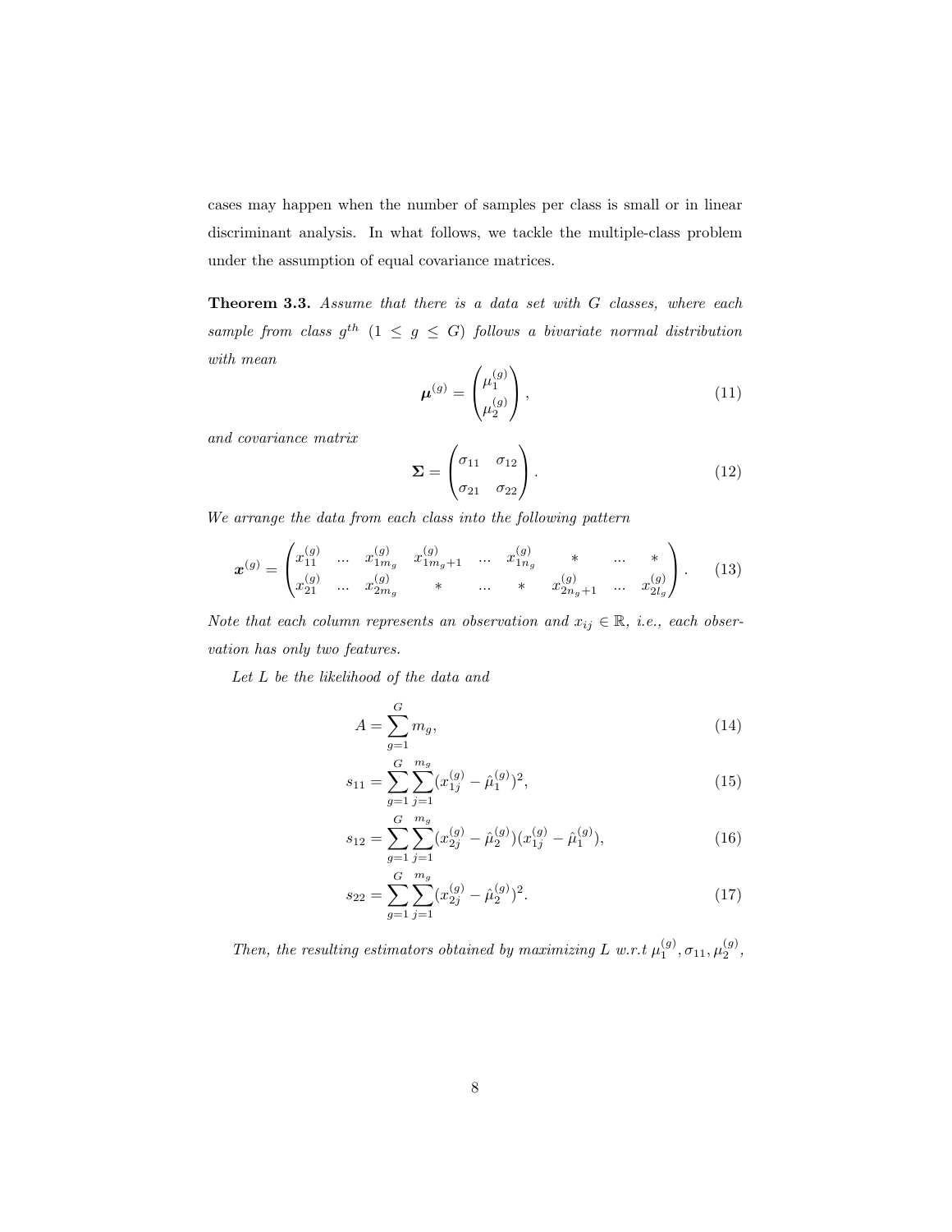cases may happen when the number of samples per class is small or in linear discriminant analysis. In what follows, we tackle the multiple-class problem under the assumption of equal covariance matrices.

**Theorem 3.3.** *Assume that there is a data set with $G$ classes, where each sample from class $g^{th}$ ($1 \leq g \leq G$) follows a bivariate normal distribution with mean*

$$\boldsymbol{\mu}^{(g)} = \begin{pmatrix} \mu_1^{(g)} \\ \mu_2^{(g)} \end{pmatrix}, \tag{11}$$

*and covariance matrix*

$$\boldsymbol{\Sigma} = \begin{pmatrix} \sigma_{11} & \sigma_{12} \\ \sigma_{21} & \sigma_{22} \end{pmatrix}. \tag{12}$$

*We arrange the data from each class into the following pattern*

$$\boldsymbol{x}^{(g)} = \begin{pmatrix} x_{11}^{(g)} & ... & x_{1m_g}^{(g)} & x_{1m_g+1}^{(g)} & ... & x_{1n_g}^{(g)} & * & ... & * \\ x_{21}^{(g)} & ... & x_{2m_g}^{(g)} & * & ... & * & x_{2n_g+1}^{(g)} & ... & x_{2l_g}^{(g)} \end{pmatrix}. \tag{13}$$

*Note that each column represents an observation and $x_{ij} \in \mathbb{R}$, i.e., each observation has only two features.*

*Let $L$ be the likelihood of the data and*

$$A = \sum_{g=1}^{G} m_g, \tag{14}$$

$$s_{11} = \sum_{g=1}^{G} \sum_{j=1}^{m_g} (x_{1j}^{(g)} - \hat{\mu}_1^{(g)})^2, \tag{15}$$

$$s_{12} = \sum_{g=1}^{G} \sum_{j=1}^{m_g} (x_{2j}^{(g)} - \hat{\mu}_2^{(g)})(x_{1j}^{(g)} - \hat{\mu}_1^{(g)}), \tag{16}$$

$$s_{22} = \sum_{g=1}^{G} \sum_{j=1}^{m_g} (x_{2j}^{(g)} - \hat{\mu}_2^{(g)})^2. \tag{17}$$

*Then, the resulting estimators obtained by maximizing $L$ w.r.t $\mu_1^{(g)}, \sigma_{11}, \mu_2^{(g)}$,*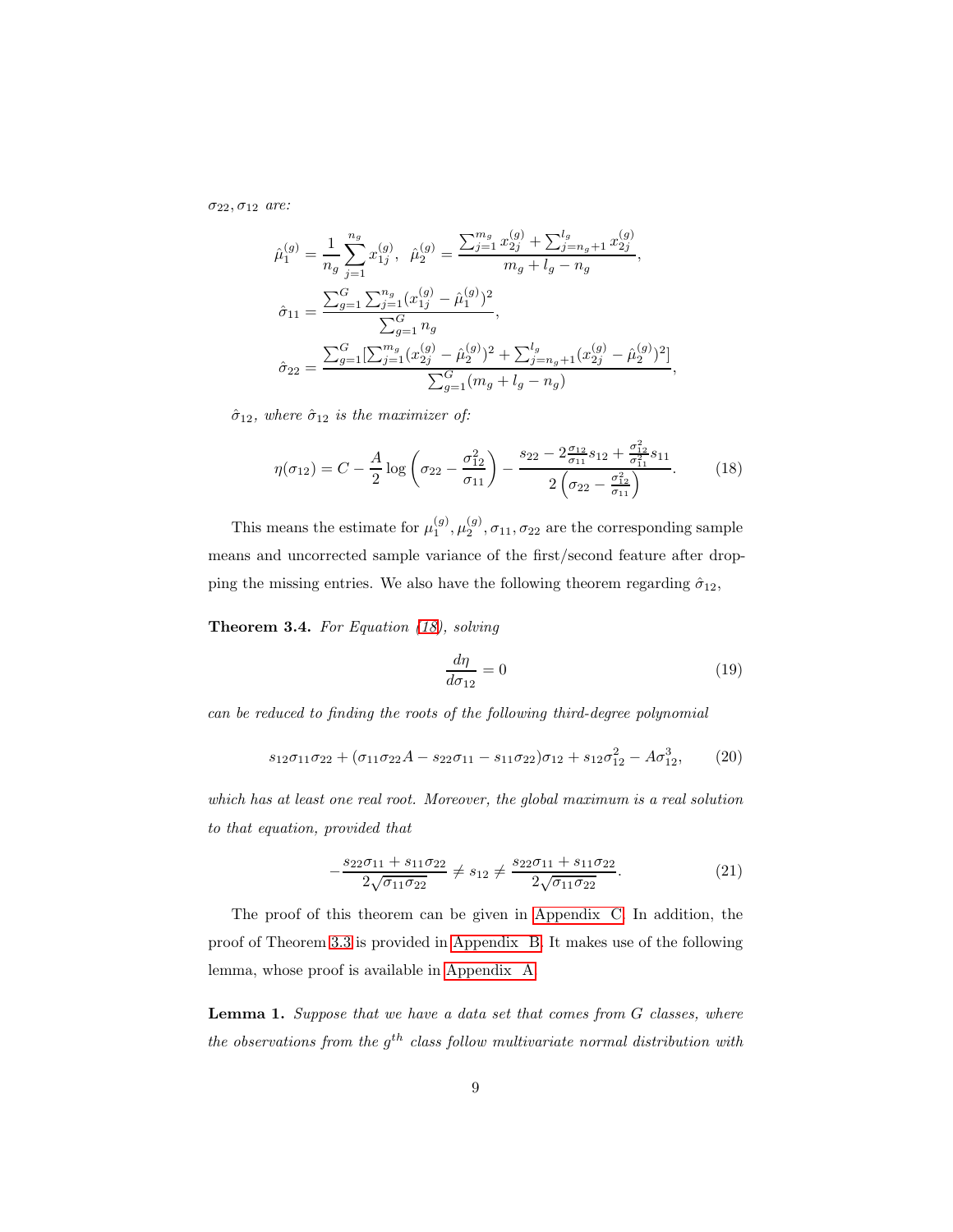$\sigma_{22}, \sigma_{12}$ *are:*

$$
\hat{\mu}_1^{(g)} = \frac{1}{n_g}\sum_{j=1}^{n_g} x_{1j}^{(g)}, \quad \hat{\mu}_2^{(g)} = \frac{\sum_{j=1}^{m_g} x_{2j}^{(g)} + \sum_{j=n_g+1}^{l_g} x_{2j}^{(g)}}{m_g + l_g - n_g},
$$

$$
\hat{\sigma}_{11} = \frac{\sum_{g=1}^{G}\sum_{j=1}^{n_g}(x_{1j}^{(g)} - \hat{\mu}_1^{(g)})^2}{\sum_{g=1}^{G} n_g},
$$

$$
\hat{\sigma}_{22} = \frac{\sum_{g=1}^{G}[\sum_{j=1}^{m_g}(x_{2j}^{(g)} - \hat{\mu}_2^{(g)})^2 + \sum_{j=n_g+1}^{l_g}(x_{2j}^{(g)} - \hat{\mu}_2^{(g)})^2]}{\sum_{g=1}^{G}(m_g + l_g - n_g)},
$$

$\hat{\sigma}_{12}$*, where* $\hat{\sigma}_{12}$ *is the maximizer of:*

$$
\eta(\sigma_{12}) = C - \frac{A}{2}\log\left(\sigma_{22} - \frac{\sigma_{12}^2}{\sigma_{11}}\right) - \frac{s_{22} - 2\frac{\sigma_{12}}{\sigma_{11}}s_{12} + \frac{\sigma_{12}^2}{\sigma_{11}^2}s_{11}}{2\left(\sigma_{22} - \frac{\sigma_{12}^2}{\sigma_{11}}\right)}. \tag{18}
$$

This means the estimate for $\mu_1^{(g)}, \mu_2^{(g)}, \sigma_{11}, \sigma_{22}$ are the corresponding sample means and uncorrected sample variance of the first/second feature after dropping the missing entries. We also have the following theorem regarding $\hat{\sigma}_{12}$,

**Theorem 3.4.** *For Equation (18), solving*

$$
\frac{d\eta}{d\sigma_{12}} = 0 \tag{19}
$$

*can be reduced to finding the roots of the following third-degree polynomial*

$$
s_{12}\sigma_{11}\sigma_{22} + (\sigma_{11}\sigma_{22}A - s_{22}\sigma_{11} - s_{11}\sigma_{22})\sigma_{12} + s_{12}\sigma_{12}^2 - A\sigma_{12}^3, \tag{20}
$$

*which has at least one real root. Moreover, the global maximum is a real solution to that equation, provided that*

$$
-\frac{s_{22}\sigma_{11} + s_{11}\sigma_{22}}{2\sqrt{\sigma_{11}\sigma_{22}}} \neq s_{12} \neq \frac{s_{22}\sigma_{11} + s_{11}\sigma_{22}}{2\sqrt{\sigma_{11}\sigma_{22}}}. \tag{21}
$$

The proof of this theorem can be given in Appendix C. In addition, the proof of Theorem 3.3 is provided in Appendix B. It makes use of the following lemma, whose proof is available in Appendix A.

**Lemma 1.** *Suppose that we have a data set that comes from G classes, where the observations from the* $g^{th}$ *class follow multivariate normal distribution with*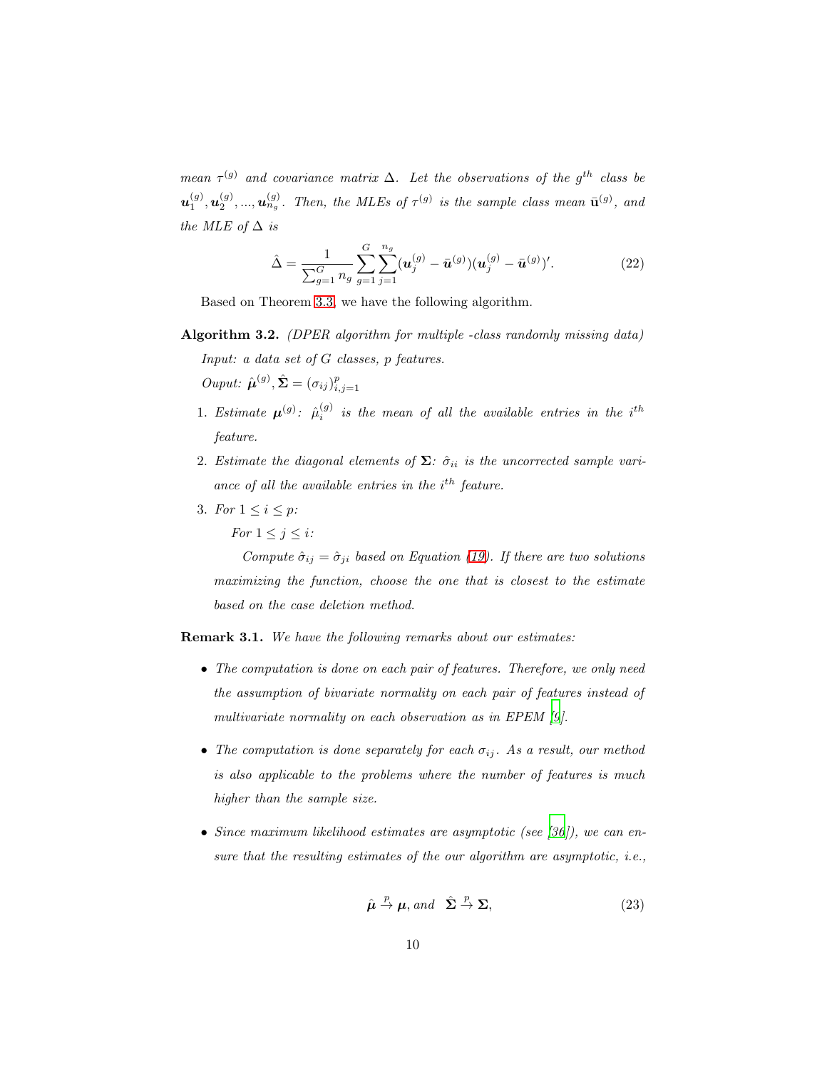*mean $\tau^{(g)}$ and covariance matrix $\Delta$. Let the observations of the $g^{th}$ class be $\boldsymbol{u}_1^{(g)}, \boldsymbol{u}_2^{(g)}, ..., \boldsymbol{u}_{n_g}^{(g)}$. Then, the MLEs of $\tau^{(g)}$ is the sample class mean $\bar{\mathbf{u}}^{(g)}$, and the MLE of $\Delta$ is*

$$\hat{\Delta} = \frac{1}{\sum_{g=1}^{G} n_g} \sum_{g=1}^{G} \sum_{j=1}^{n_g} (\boldsymbol{u}_j^{(g)} - \bar{\mathbf{u}}^{(g)})(\boldsymbol{u}_j^{(g)} - \bar{\mathbf{u}}^{(g)})'. \tag{22}$$

Based on Theorem 3.3, we have the following algorithm.

**Algorithm 3.2.** *(DPER algorithm for multiple -class randomly missing data)*

*Input: a data set of $G$ classes, $p$ features.*

*Ouput: $\hat{\boldsymbol{\mu}}^{(g)}, \hat{\boldsymbol{\Sigma}} = (\sigma_{ij})_{i,j=1}^p$*

1. *Estimate $\boldsymbol{\mu}^{(g)}$: $\hat{\mu}_i^{(g)}$ is the mean of all the available entries in the $i^{th}$ feature.*
2. *Estimate the diagonal elements of $\boldsymbol{\Sigma}$: $\hat{\sigma}_{ii}$ is the uncorrected sample variance of all the available entries in the $i^{th}$ feature.*
3. *For $1 \leq i \leq p$:*

   *For $1 \leq j \leq i$:*

   *Compute $\hat{\sigma}_{ij} = \hat{\sigma}_{ji}$ based on Equation (19). If there are two solutions maximizing the function, choose the one that is closest to the estimate based on the case deletion method.*

**Remark 3.1.** *We have the following remarks about our estimates:*

- *The computation is done on each pair of features. Therefore, we only need the assumption of bivariate normality on each pair of features instead of multivariate normality on each observation as in EPEM [9].*
- *The computation is done separately for each $\sigma_{ij}$. As a result, our method is also applicable to the problems where the number of features is much higher than the sample size.*
- *Since maximum likelihood estimates are asymptotic (see [36]), we can ensure that the resulting estimates of the our algorithm are asymptotic, i.e.,*

$$\hat{\boldsymbol{\mu}} \xrightarrow{p} \boldsymbol{\mu}, \text{and} \quad \hat{\boldsymbol{\Sigma}} \xrightarrow{p} \boldsymbol{\Sigma}, \tag{23}$$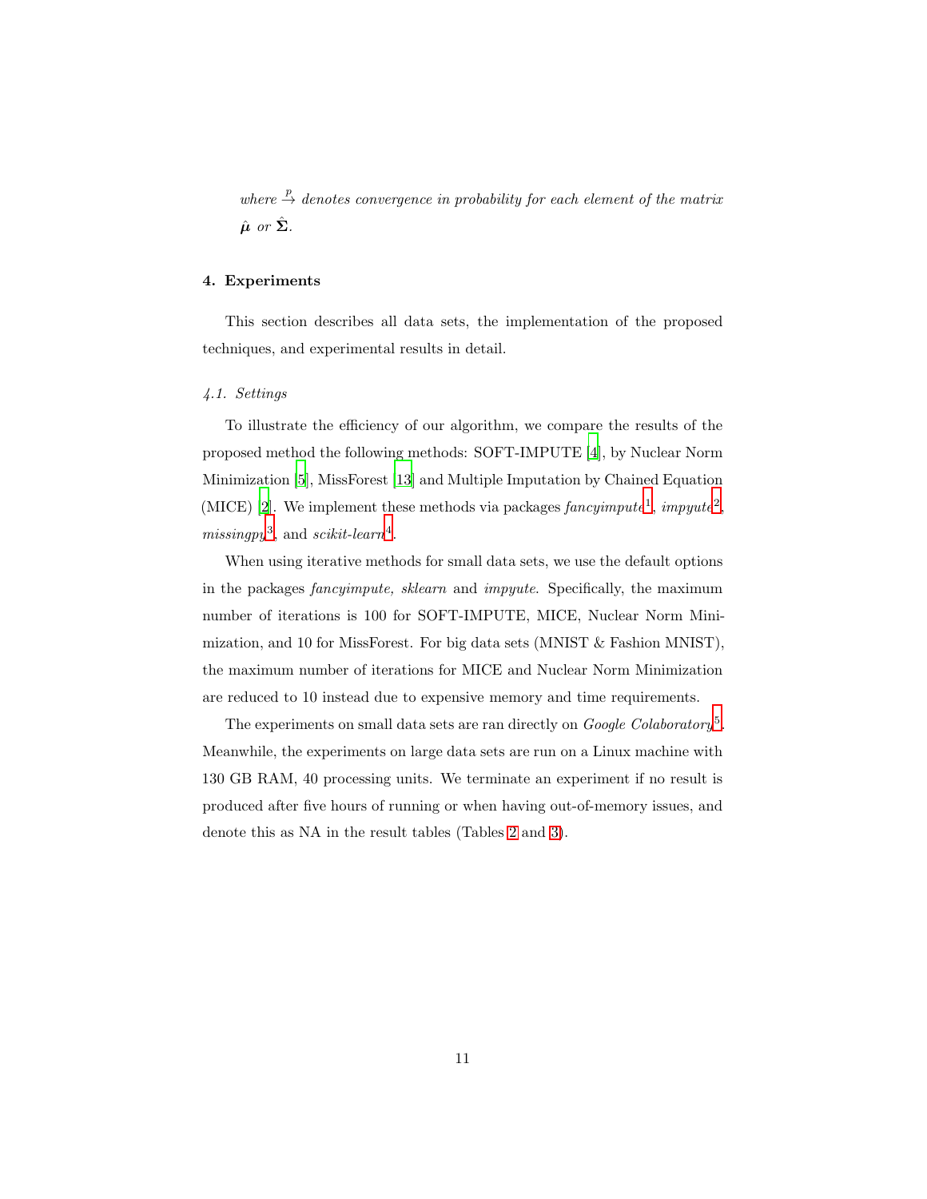*where* $\xrightarrow{p}$ *denotes convergence in probability for each element of the matrix* $\hat{\boldsymbol{\mu}}$ *or* $\hat{\boldsymbol{\Sigma}}$.

## 4. Experiments

This section describes all data sets, the implementation of the proposed techniques, and experimental results in detail.

### *4.1. Settings*

To illustrate the efficiency of our algorithm, we compare the results of the proposed method the following methods: SOFT-IMPUTE [4], by Nuclear Norm Minimization [5], MissForest [13] and Multiple Imputation by Chained Equation (MICE) [2]. We implement these methods via packages *fancyimpute*[1], *impyute*[2], *missingpy*[3], and *scikit-learn*[4].

When using iterative methods for small data sets, we use the default options in the packages *fancyimpute, sklearn* and *impyute*. Specifically, the maximum number of iterations is 100 for SOFT-IMPUTE, MICE, Nuclear Norm Minimization, and 10 for MissForest. For big data sets (MNIST & Fashion MNIST), the maximum number of iterations for MICE and Nuclear Norm Minimization are reduced to 10 instead due to expensive memory and time requirements.

The experiments on small data sets are ran directly on *Google Colaboratory*[5]. Meanwhile, the experiments on large data sets are run on a Linux machine with 130 GB RAM, 40 processing units. We terminate an experiment if no result is produced after five hours of running or when having out-of-memory issues, and denote this as NA in the result tables (Tables 2 and 3).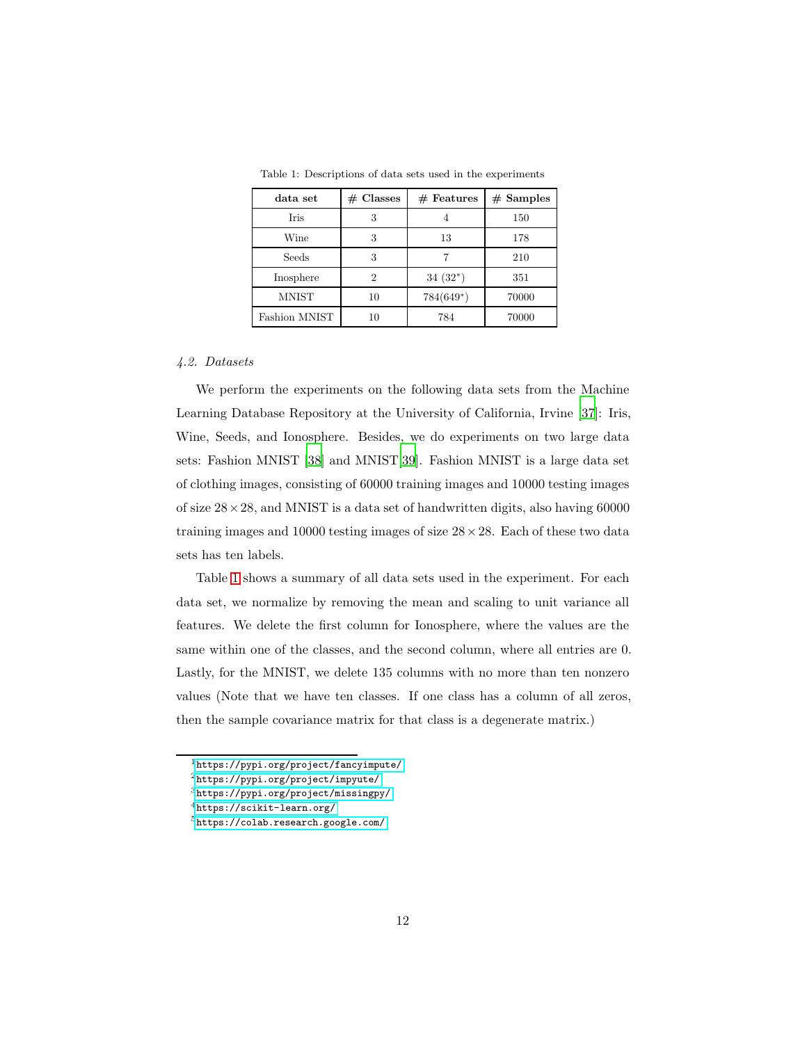Table 1: Descriptions of data sets used in the experiments

| data set | # Classes | # Features | # Samples |
|---|---|---|---|
| Iris | 3 | 4 | 150 |
| Wine | 3 | 13 | 178 |
| Seeds | 3 | 7 | 210 |
| Inosphere | 2 | 34 (32*) | 351 |
| MNIST | 10 | 784(649*) | 70000 |
| Fashion MNIST | 10 | 784 | 70000 |

*4.2. Datasets*

We perform the experiments on the following data sets from the Machine Learning Database Repository at the University of California, Irvine [37]: Iris, Wine, Seeds, and Ionosphere. Besides, we do experiments on two large data sets: Fashion MNIST [38] and MNIST [39]. Fashion MNIST is a large data set of clothing images, consisting of 60000 training images and 10000 testing images of size $28 \times 28$, and MNIST is a data set of handwritten digits, also having 60000 training images and 10000 testing images of size $28 \times 28$. Each of these two data sets has ten labels.

Table 1 shows a summary of all data sets used in the experiment. For each data set, we normalize by removing the mean and scaling to unit variance all features. We delete the first column for Ionosphere, where the values are the same within one of the classes, and the second column, where all entries are 0. Lastly, for the MNIST, we delete 135 columns with no more than ten nonzero values (Note that we have ten classes. If one class has a column of all zeros, then the sample covariance matrix for that class is a degenerate matrix.)

[1] https://pypi.org/project/fancyimpute/
[2] https://pypi.org/project/impyute/
[3] https://pypi.org/project/missingpy/
[4] https://scikit-learn.org/
[5] https://colab.research.google.com/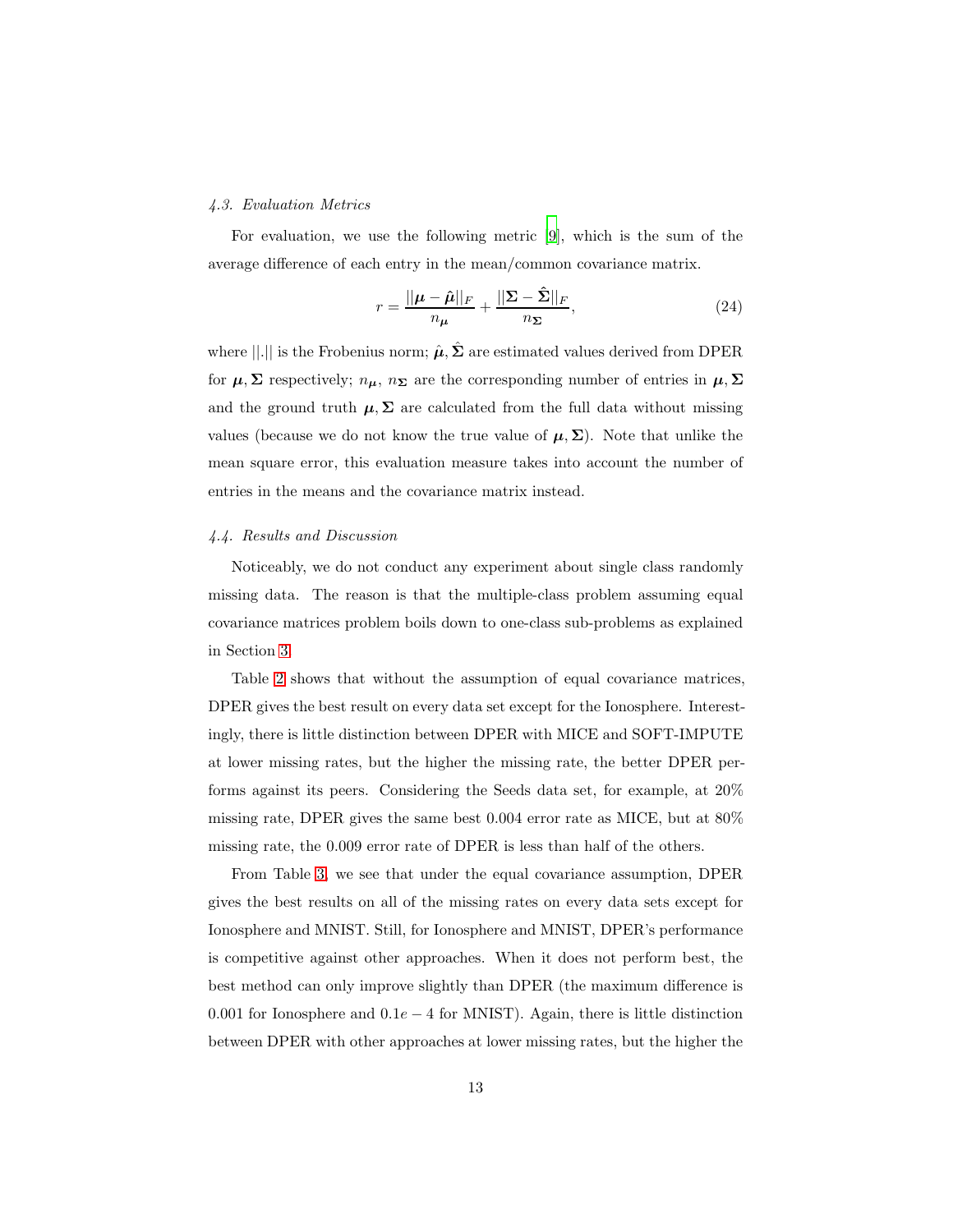### 4.3. Evaluation Metrics

For evaluation, we use the following metric [9], which is the sum of the average difference of each entry in the mean/common covariance matrix.

$$r = \frac{||\boldsymbol{\mu} - \hat{\boldsymbol{\mu}}||_F}{n_{\boldsymbol{\mu}}} + \frac{||\boldsymbol{\Sigma} - \hat{\boldsymbol{\Sigma}}||_F}{n_{\boldsymbol{\Sigma}}}, \tag{24}$$

where $||.||$ is the Frobenius norm; $\hat{\boldsymbol{\mu}}, \hat{\boldsymbol{\Sigma}}$ are estimated values derived from DPER for $\boldsymbol{\mu}, \boldsymbol{\Sigma}$ respectively; $n_{\boldsymbol{\mu}}$, $n_{\boldsymbol{\Sigma}}$ are the corresponding number of entries in $\boldsymbol{\mu}, \boldsymbol{\Sigma}$ and the ground truth $\boldsymbol{\mu}, \boldsymbol{\Sigma}$ are calculated from the full data without missing values (because we do not know the true value of $\boldsymbol{\mu}, \boldsymbol{\Sigma}$). Note that unlike the mean square error, this evaluation measure takes into account the number of entries in the means and the covariance matrix instead.

### 4.4. Results and Discussion

Noticeably, we do not conduct any experiment about single class randomly missing data. The reason is that the multiple-class problem assuming equal covariance matrices problem boils down to one-class sub-problems as explained in Section 3.

Table 2 shows that without the assumption of equal covariance matrices, DPER gives the best result on every data set except for the Ionosphere. Interestingly, there is little distinction between DPER with MICE and SOFT-IMPUTE at lower missing rates, but the higher the missing rate, the better DPER performs against its peers. Considering the Seeds data set, for example, at 20% missing rate, DPER gives the same best 0.004 error rate as MICE, but at 80% missing rate, the 0.009 error rate of DPER is less than half of the others.

From Table 3, we see that under the equal covariance assumption, DPER gives the best results on all of the missing rates on every data sets except for Ionosphere and MNIST. Still, for Ionosphere and MNIST, DPER's performance is competitive against other approaches. When it does not perform best, the best method can only improve slightly than DPER (the maximum difference is 0.001 for Ionosphere and $0.1e-4$ for MNIST). Again, there is little distinction between DPER with other approaches at lower missing rates, but the higher the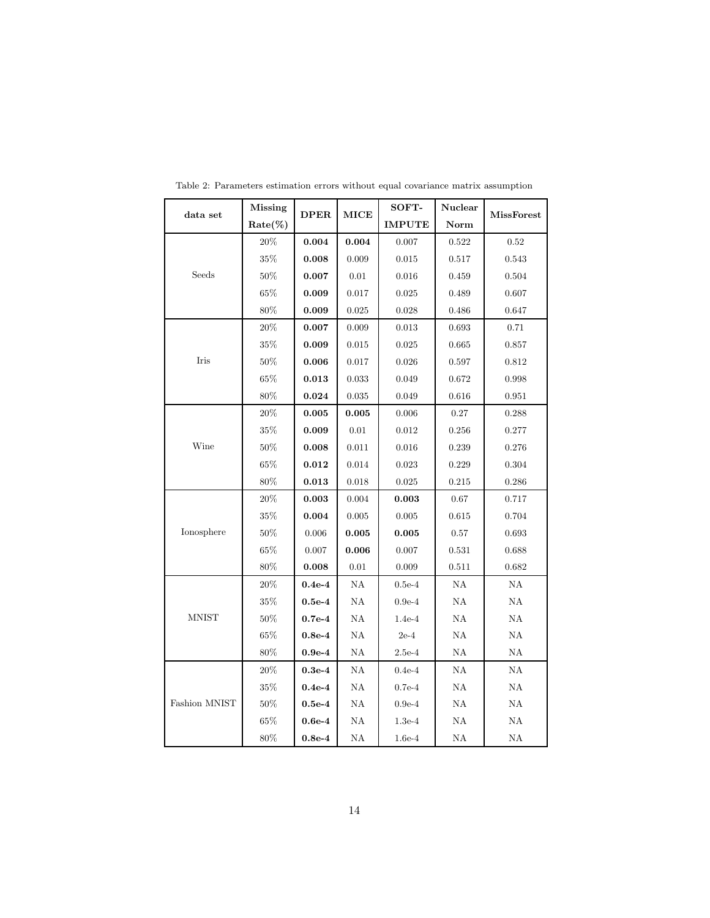Table 2: Parameters estimation errors without equal covariance matrix assumption

| data set | Missing Rate(%) | DPER | MICE | SOFT-IMPUTE | Nuclear Norm | MissForest |
|---|---|---|---|---|---|---|
| Seeds | 20% | **0.004** | **0.004** | 0.007 | 0.522 | 0.52 |
| | 35% | **0.008** | 0.009 | 0.015 | 0.517 | 0.543 |
| | 50% | **0.007** | 0.01 | 0.016 | 0.459 | 0.504 |
| | 65% | **0.009** | 0.017 | 0.025 | 0.489 | 0.607 |
| | 80% | **0.009** | 0.025 | 0.028 | 0.486 | 0.647 |
| Iris | 20% | **0.007** | 0.009 | 0.013 | 0.693 | 0.71 |
| | 35% | **0.009** | 0.015 | 0.025 | 0.665 | 0.857 |
| | 50% | **0.006** | 0.017 | 0.026 | 0.597 | 0.812 |
| | 65% | **0.013** | 0.033 | 0.049 | 0.672 | 0.998 |
| | 80% | **0.024** | 0.035 | 0.049 | 0.616 | 0.951 |
| Wine | 20% | **0.005** | **0.005** | 0.006 | 0.27 | 0.288 |
| | 35% | **0.009** | 0.01 | 0.012 | 0.256 | 0.277 |
| | 50% | **0.008** | 0.011 | 0.016 | 0.239 | 0.276 |
| | 65% | **0.012** | 0.014 | 0.023 | 0.229 | 0.304 |
| | 80% | **0.013** | 0.018 | 0.025 | 0.215 | 0.286 |
| Ionosphere | 20% | **0.003** | 0.004 | **0.003** | 0.67 | 0.717 |
| | 35% | **0.004** | 0.005 | 0.005 | 0.615 | 0.704 |
| | 50% | 0.006 | **0.005** | **0.005** | 0.57 | 0.693 |
| | 65% | 0.007 | **0.006** | 0.007 | 0.531 | 0.688 |
| | 80% | **0.008** | 0.01 | 0.009 | 0.511 | 0.682 |
| MNIST | 20% | **0.4e-4** | NA | 0.5e-4 | NA | NA |
| | 35% | **0.5e-4** | NA | 0.9e-4 | NA | NA |
| | 50% | **0.7e-4** | NA | 1.4e-4 | NA | NA |
| | 65% | **0.8e-4** | NA | 2e-4 | NA | NA |
| | 80% | **0.9e-4** | NA | 2.5e-4 | NA | NA |
| Fashion MNIST | 20% | **0.3e-4** | NA | 0.4e-4 | NA | NA |
| | 35% | **0.4e-4** | NA | 0.7e-4 | NA | NA |
| | 50% | **0.5e-4** | NA | 0.9e-4 | NA | NA |
| | 65% | **0.6e-4** | NA | 1.3e-4 | NA | NA |
| | 80% | **0.8e-4** | NA | 1.6e-4 | NA | NA |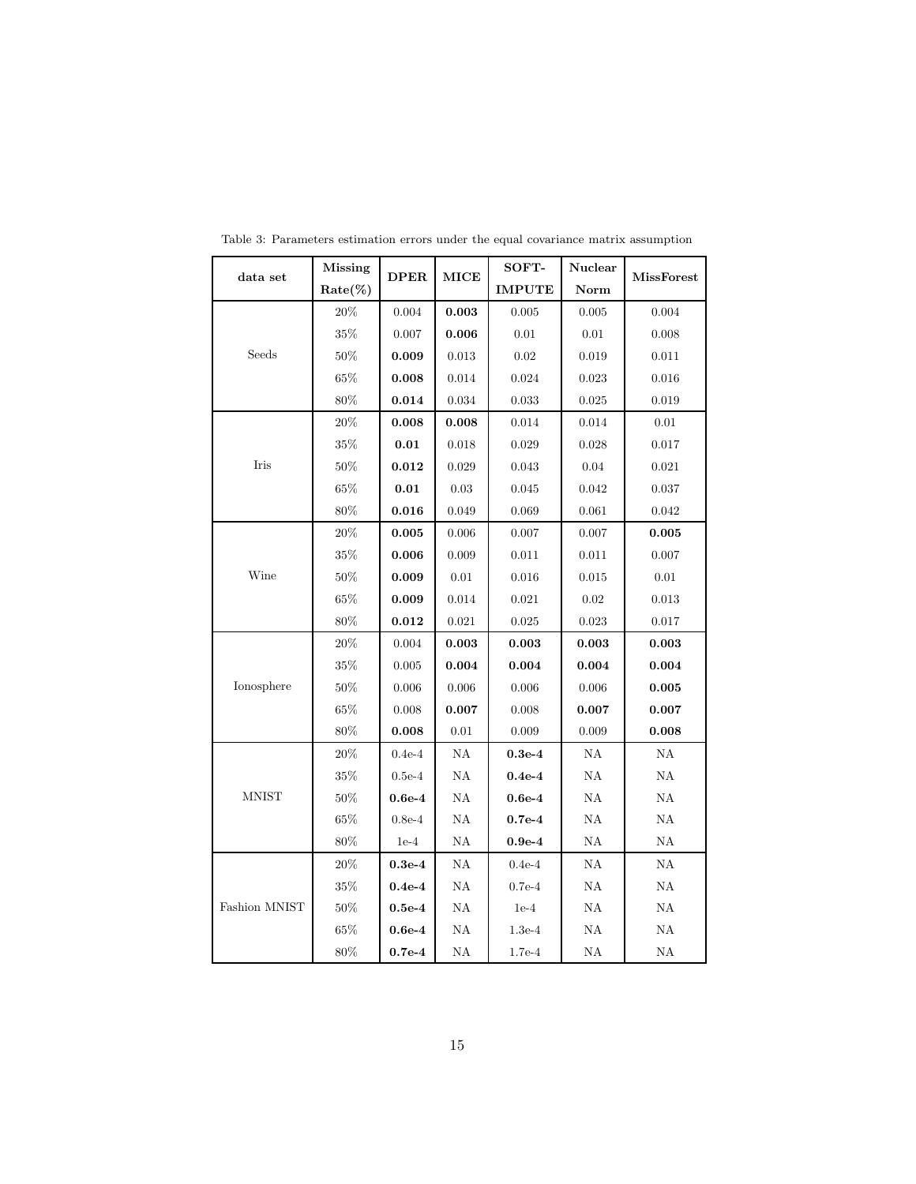Table 3: Parameters estimation errors under the equal covariance matrix assumption

| data set | Missing Rate(%) | DPER | MICE | SOFT-IMPUTE | Nuclear Norm | MissForest |
|---|---|---|---|---|---|---|
| Seeds | 20% | 0.004 | **0.003** | 0.005 | 0.005 | 0.004 |
| | 35% | 0.007 | **0.006** | 0.01 | 0.01 | 0.008 |
| | 50% | **0.009** | 0.013 | 0.02 | 0.019 | 0.011 |
| | 65% | **0.008** | 0.014 | 0.024 | 0.023 | 0.016 |
| | 80% | **0.014** | 0.034 | 0.033 | 0.025 | 0.019 |
| Iris | 20% | **0.008** | **0.008** | 0.014 | 0.014 | 0.01 |
| | 35% | **0.01** | 0.018 | 0.029 | 0.028 | 0.017 |
| | 50% | **0.012** | 0.029 | 0.043 | 0.04 | 0.021 |
| | 65% | **0.01** | 0.03 | 0.045 | 0.042 | 0.037 |
| | 80% | **0.016** | 0.049 | 0.069 | 0.061 | 0.042 |
| Wine | 20% | **0.005** | 0.006 | 0.007 | 0.007 | **0.005** |
| | 35% | **0.006** | 0.009 | 0.011 | 0.011 | 0.007 |
| | 50% | **0.009** | 0.01 | 0.016 | 0.015 | 0.01 |
| | 65% | **0.009** | 0.014 | 0.021 | 0.02 | 0.013 |
| | 80% | **0.012** | 0.021 | 0.025 | 0.023 | 0.017 |
| Ionosphere | 20% | 0.004 | **0.003** | **0.003** | **0.003** | **0.003** |
| | 35% | 0.005 | **0.004** | **0.004** | **0.004** | **0.004** |
| | 50% | 0.006 | 0.006 | 0.006 | 0.006 | **0.005** |
| | 65% | 0.008 | **0.007** | 0.008 | **0.007** | **0.007** |
| | 80% | **0.008** | 0.01 | 0.009 | 0.009 | **0.008** |
| MNIST | 20% | 0.4e-4 | NA | **0.3e-4** | NA | NA |
| | 35% | 0.5e-4 | NA | **0.4e-4** | NA | NA |
| | 50% | **0.6e-4** | NA | **0.6e-4** | NA | NA |
| | 65% | 0.8e-4 | NA | **0.7e-4** | NA | NA |
| | 80% | 1e-4 | NA | **0.9e-4** | NA | NA |
| Fashion MNIST | 20% | **0.3e-4** | NA | 0.4e-4 | NA | NA |
| | 35% | **0.4e-4** | NA | 0.7e-4 | NA | NA |
| | 50% | **0.5e-4** | NA | 1e-4 | NA | NA |
| | 65% | **0.6e-4** | NA | 1.3e-4 | NA | NA |
| | 80% | **0.7e-4** | NA | 1.7e-4 | NA | NA |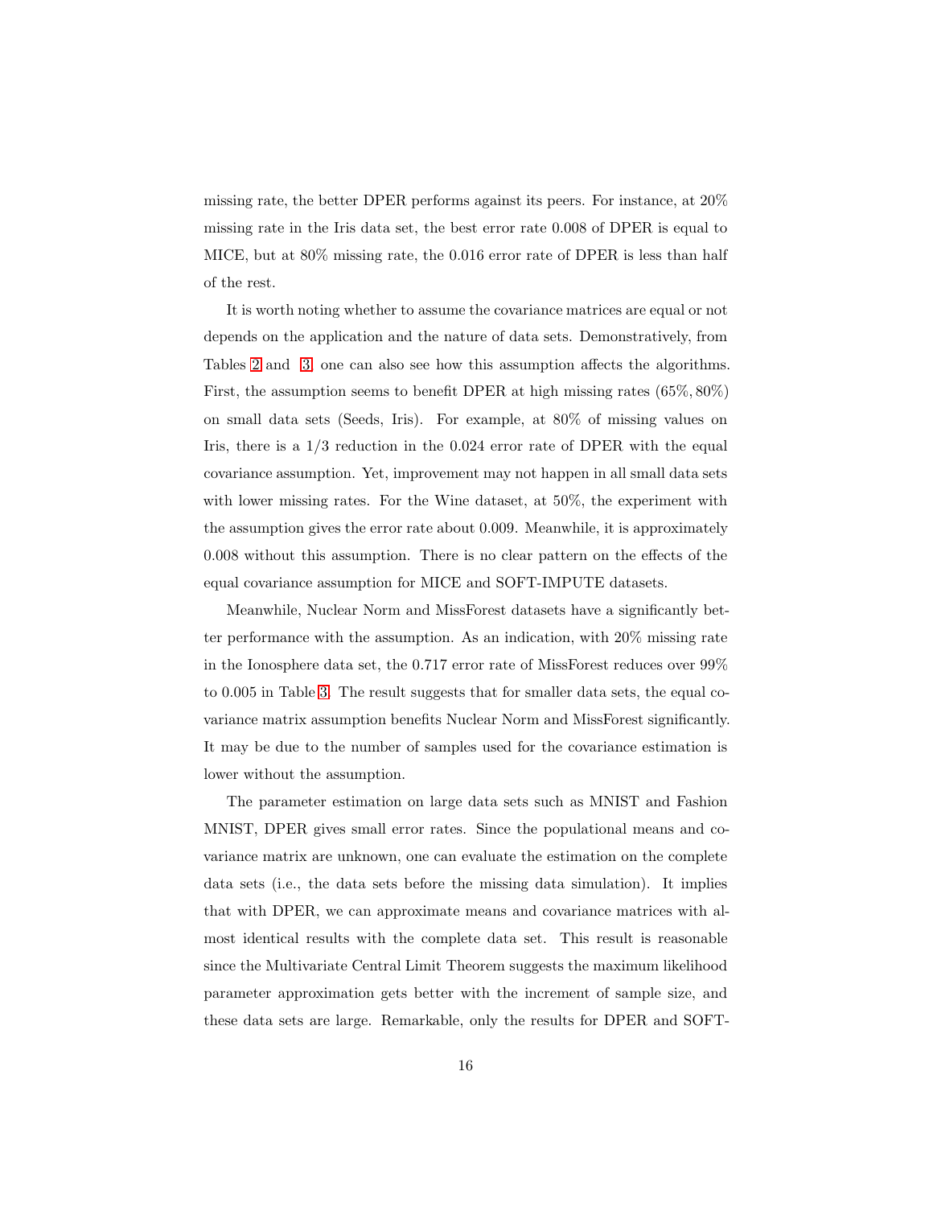missing rate, the better DPER performs against its peers. For instance, at 20% missing rate in the Iris data set, the best error rate 0.008 of DPER is equal to MICE, but at 80% missing rate, the 0.016 error rate of DPER is less than half of the rest.

It is worth noting whether to assume the covariance matrices are equal or not depends on the application and the nature of data sets. Demonstratively, from Tables 2 and 3, one can also see how this assumption affects the algorithms. First, the assumption seems to benefit DPER at high missing rates (65%, 80%) on small data sets (Seeds, Iris). For example, at 80% of missing values on Iris, there is a 1/3 reduction in the 0.024 error rate of DPER with the equal covariance assumption. Yet, improvement may not happen in all small data sets with lower missing rates. For the Wine dataset, at 50%, the experiment with the assumption gives the error rate about 0.009. Meanwhile, it is approximately 0.008 without this assumption. There is no clear pattern on the effects of the equal covariance assumption for MICE and SOFT-IMPUTE datasets.

Meanwhile, Nuclear Norm and MissForest datasets have a significantly better performance with the assumption. As an indication, with 20% missing rate in the Ionosphere data set, the 0.717 error rate of MissForest reduces over 99% to 0.005 in Table 3. The result suggests that for smaller data sets, the equal covariance matrix assumption benefits Nuclear Norm and MissForest significantly. It may be due to the number of samples used for the covariance estimation is lower without the assumption.

The parameter estimation on large data sets such as MNIST and Fashion MNIST, DPER gives small error rates. Since the populational means and covariance matrix are unknown, one can evaluate the estimation on the complete data sets (i.e., the data sets before the missing data simulation). It implies that with DPER, we can approximate means and covariance matrices with almost identical results with the complete data set. This result is reasonable since the Multivariate Central Limit Theorem suggests the maximum likelihood parameter approximation gets better with the increment of sample size, and these data sets are large. Remarkable, only the results for DPER and SOFT-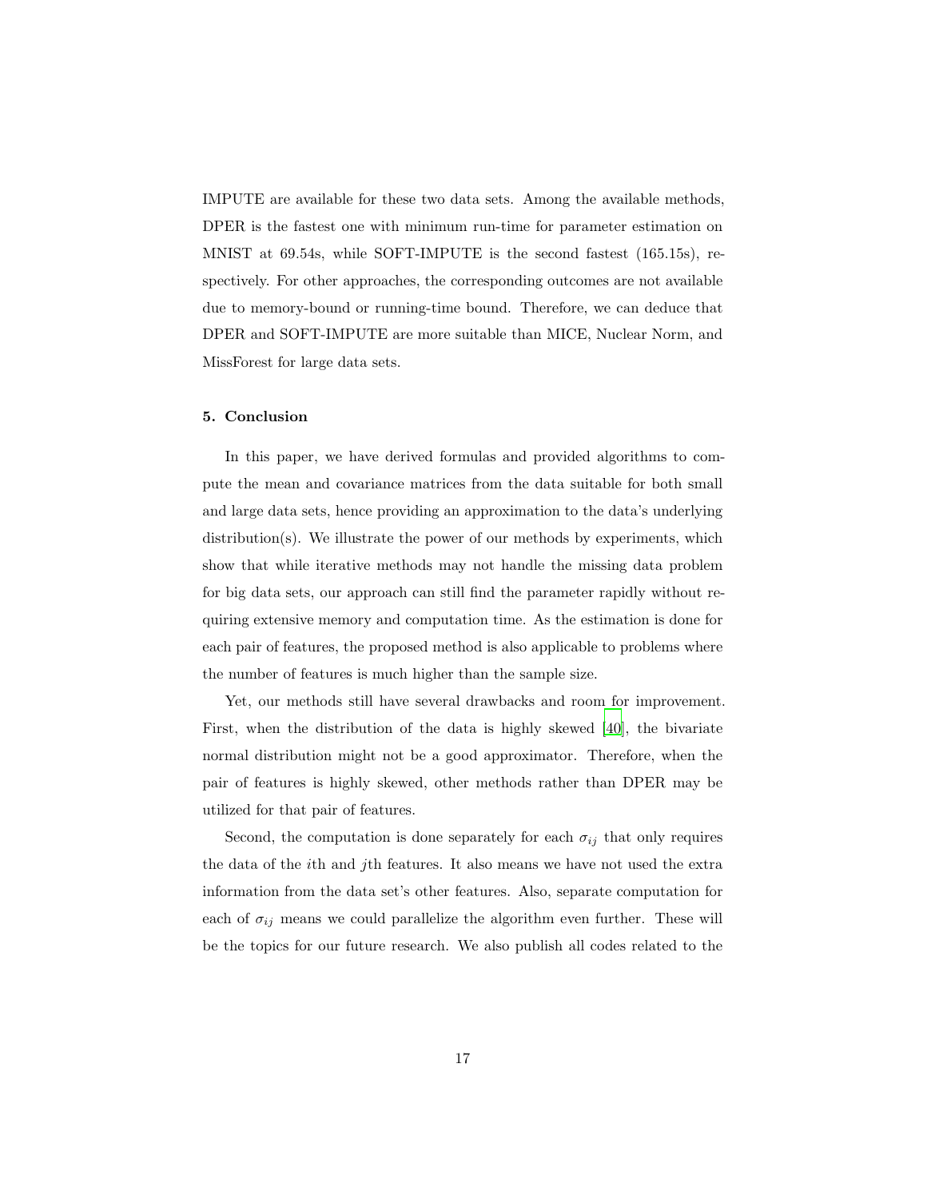IMPUTE are available for these two data sets. Among the available methods, DPER is the fastest one with minimum run-time for parameter estimation on MNIST at 69.54s, while SOFT-IMPUTE is the second fastest (165.15s), respectively. For other approaches, the corresponding outcomes are not available due to memory-bound or running-time bound. Therefore, we can deduce that DPER and SOFT-IMPUTE are more suitable than MICE, Nuclear Norm, and MissForest for large data sets.

## 5. Conclusion

In this paper, we have derived formulas and provided algorithms to compute the mean and covariance matrices from the data suitable for both small and large data sets, hence providing an approximation to the data's underlying distribution(s). We illustrate the power of our methods by experiments, which show that while iterative methods may not handle the missing data problem for big data sets, our approach can still find the parameter rapidly without requiring extensive memory and computation time. As the estimation is done for each pair of features, the proposed method is also applicable to problems where the number of features is much higher than the sample size.

Yet, our methods still have several drawbacks and room for improvement. First, when the distribution of the data is highly skewed [40], the bivariate normal distribution might not be a good approximator. Therefore, when the pair of features is highly skewed, other methods rather than DPER may be utilized for that pair of features.

Second, the computation is done separately for each $\sigma_{ij}$ that only requires the data of the $i$th and $j$th features. It also means we have not used the extra information from the data set's other features. Also, separate computation for each of $\sigma_{ij}$ means we could parallelize the algorithm even further. These will be the topics for our future research. We also publish all codes related to the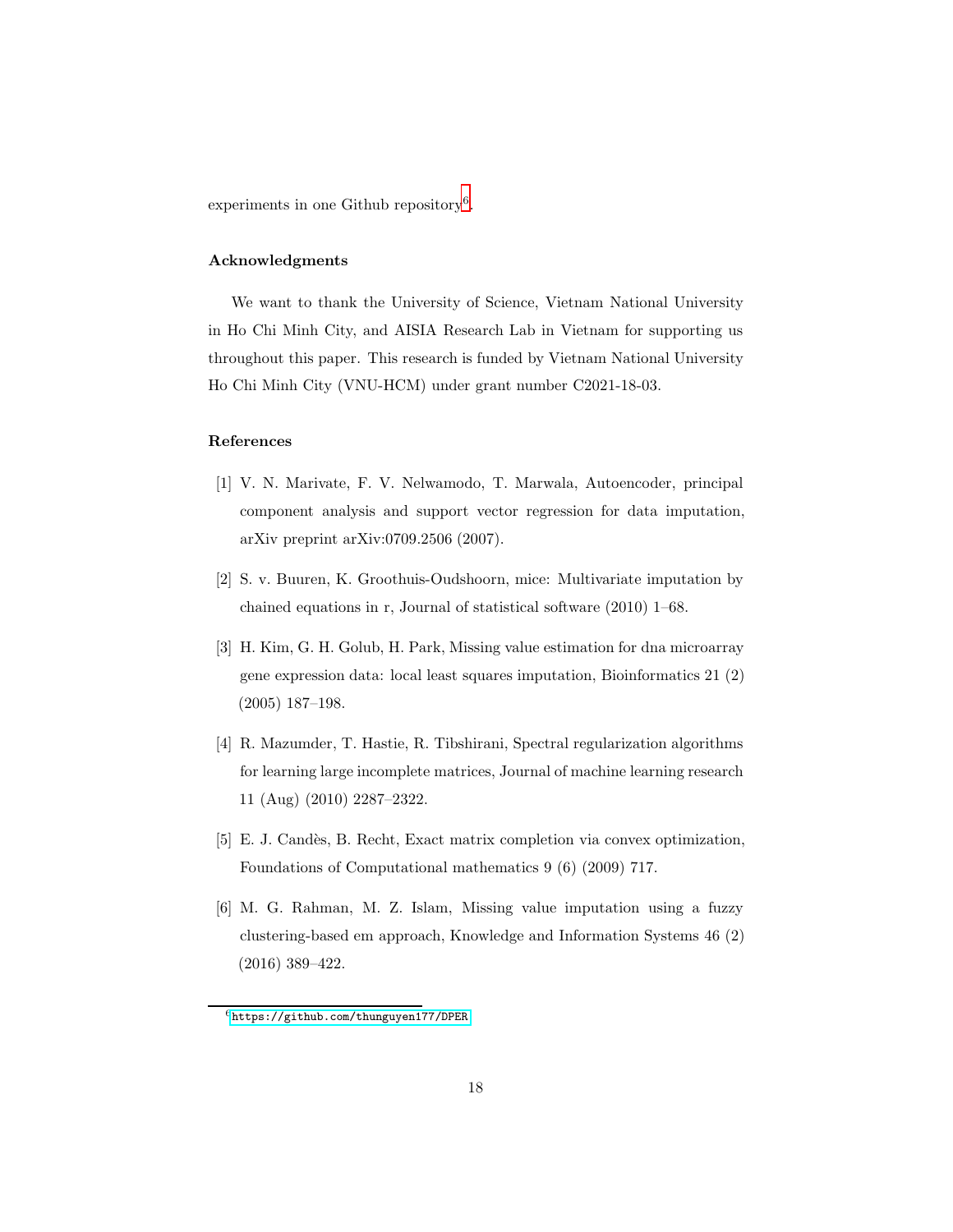experiments in one Github repository[6].

## Acknowledgments

We want to thank the University of Science, Vietnam National University in Ho Chi Minh City, and AISIA Research Lab in Vietnam for supporting us throughout this paper. This research is funded by Vietnam National University Ho Chi Minh City (VNU-HCM) under grant number C2021-18-03.

## References

[1] V. N. Marivate, F. V. Nelwamodo, T. Marwala, Autoencoder, principal component analysis and support vector regression for data imputation, arXiv preprint arXiv:0709.2506 (2007).

[2] S. v. Buuren, K. Groothuis-Oudshoorn, mice: Multivariate imputation by chained equations in r, Journal of statistical software (2010) 1–68.

[3] H. Kim, G. H. Golub, H. Park, Missing value estimation for dna microarray gene expression data: local least squares imputation, Bioinformatics 21 (2) (2005) 187–198.

[4] R. Mazumder, T. Hastie, R. Tibshirani, Spectral regularization algorithms for learning large incomplete matrices, Journal of machine learning research 11 (Aug) (2010) 2287–2322.

[5] E. J. Candès, B. Recht, Exact matrix completion via convex optimization, Foundations of Computational mathematics 9 (6) (2009) 717.

[6] M. G. Rahman, M. Z. Islam, Missing value imputation using a fuzzy clustering-based em approach, Knowledge and Information Systems 46 (2) (2016) 389–422.

[6] https://github.com/thunguyen177/DPER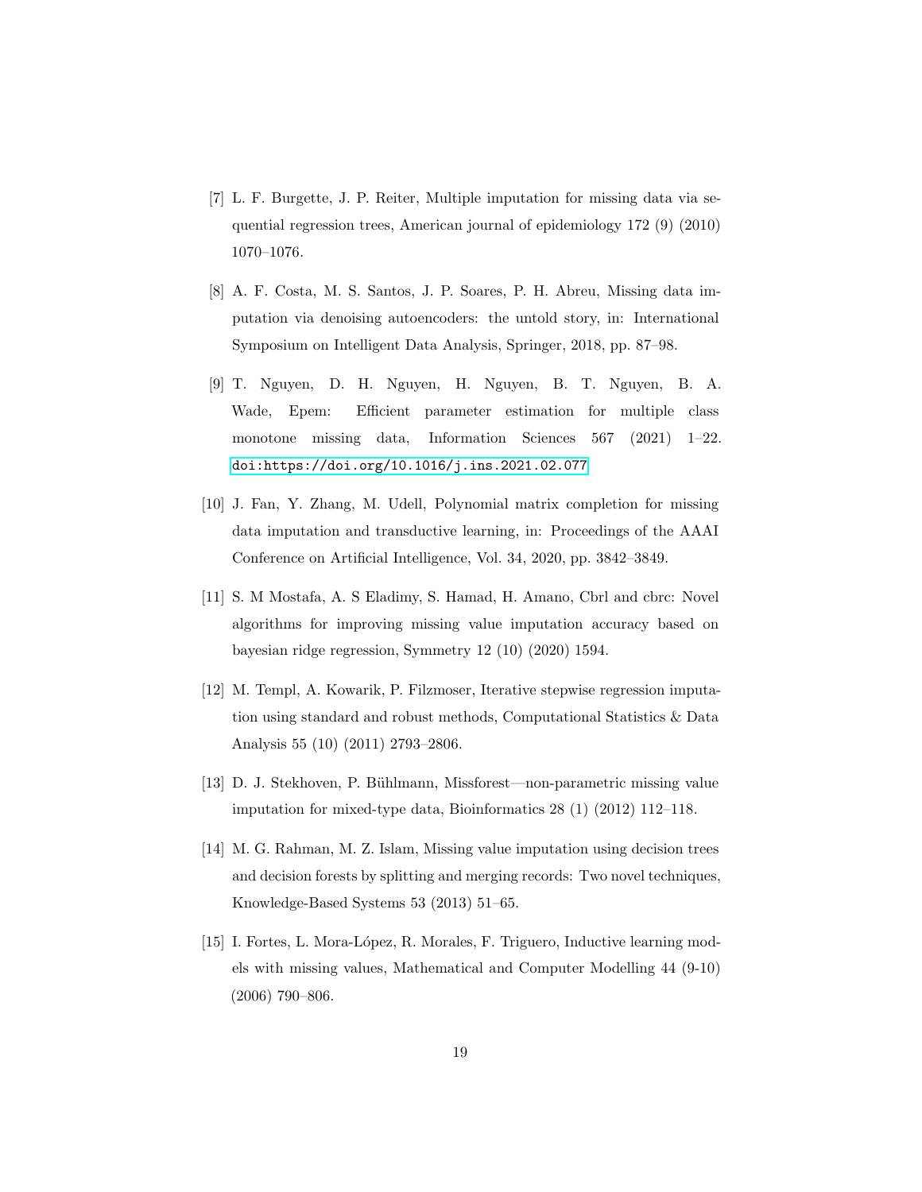[7] L. F. Burgette, J. P. Reiter, Multiple imputation for missing data via sequential regression trees, American journal of epidemiology 172 (9) (2010) 1070–1076.

[8] A. F. Costa, M. S. Santos, J. P. Soares, P. H. Abreu, Missing data imputation via denoising autoencoders: the untold story, in: International Symposium on Intelligent Data Analysis, Springer, 2018, pp. 87–98.

[9] T. Nguyen, D. H. Nguyen, H. Nguyen, B. T. Nguyen, B. A. Wade, Epem: Efficient parameter estimation for multiple class monotone missing data, Information Sciences 567 (2021) 1–22. doi:https://doi.org/10.1016/j.ins.2021.02.077

[10] J. Fan, Y. Zhang, M. Udell, Polynomial matrix completion for missing data imputation and transductive learning, in: Proceedings of the AAAI Conference on Artificial Intelligence, Vol. 34, 2020, pp. 3842–3849.

[11] S. M Mostafa, A. S Eladimy, S. Hamad, H. Amano, Cbrl and cbrc: Novel algorithms for improving missing value imputation accuracy based on bayesian ridge regression, Symmetry 12 (10) (2020) 1594.

[12] M. Templ, A. Kowarik, P. Filzmoser, Iterative stepwise regression imputation using standard and robust methods, Computational Statistics & Data Analysis 55 (10) (2011) 2793–2806.

[13] D. J. Stekhoven, P. Bühlmann, Missforest—non-parametric missing value imputation for mixed-type data, Bioinformatics 28 (1) (2012) 112–118.

[14] M. G. Rahman, M. Z. Islam, Missing value imputation using decision trees and decision forests by splitting and merging records: Two novel techniques, Knowledge-Based Systems 53 (2013) 51–65.

[15] I. Fortes, L. Mora-López, R. Morales, F. Triguero, Inductive learning models with missing values, Mathematical and Computer Modelling 44 (9-10) (2006) 790–806.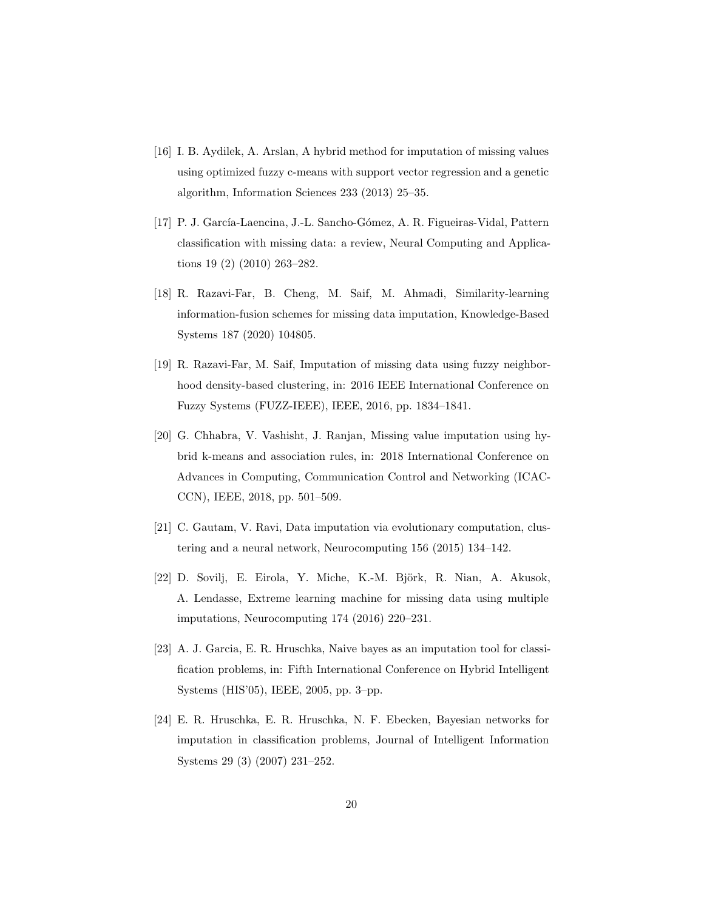[16] I. B. Aydilek, A. Arslan, A hybrid method for imputation of missing values using optimized fuzzy c-means with support vector regression and a genetic algorithm, Information Sciences 233 (2013) 25–35.

[17] P. J. García-Laencina, J.-L. Sancho-Gómez, A. R. Figueiras-Vidal, Pattern classification with missing data: a review, Neural Computing and Applications 19 (2) (2010) 263–282.

[18] R. Razavi-Far, B. Cheng, M. Saif, M. Ahmadi, Similarity-learning information-fusion schemes for missing data imputation, Knowledge-Based Systems 187 (2020) 104805.

[19] R. Razavi-Far, M. Saif, Imputation of missing data using fuzzy neighborhood density-based clustering, in: 2016 IEEE International Conference on Fuzzy Systems (FUZZ-IEEE), IEEE, 2016, pp. 1834–1841.

[20] G. Chhabra, V. Vashisht, J. Ranjan, Missing value imputation using hybrid k-means and association rules, in: 2018 International Conference on Advances in Computing, Communication Control and Networking (ICACCCN), IEEE, 2018, pp. 501–509.

[21] C. Gautam, V. Ravi, Data imputation via evolutionary computation, clustering and a neural network, Neurocomputing 156 (2015) 134–142.

[22] D. Sovilj, E. Eirola, Y. Miche, K.-M. Björk, R. Nian, A. Akusok, A. Lendasse, Extreme learning machine for missing data using multiple imputations, Neurocomputing 174 (2016) 220–231.

[23] A. J. Garcia, E. R. Hruschka, Naive bayes as an imputation tool for classification problems, in: Fifth International Conference on Hybrid Intelligent Systems (HIS'05), IEEE, 2005, pp. 3–pp.

[24] E. R. Hruschka, E. R. Hruschka, N. F. Ebecken, Bayesian networks for imputation in classification problems, Journal of Intelligent Information Systems 29 (3) (2007) 231–252.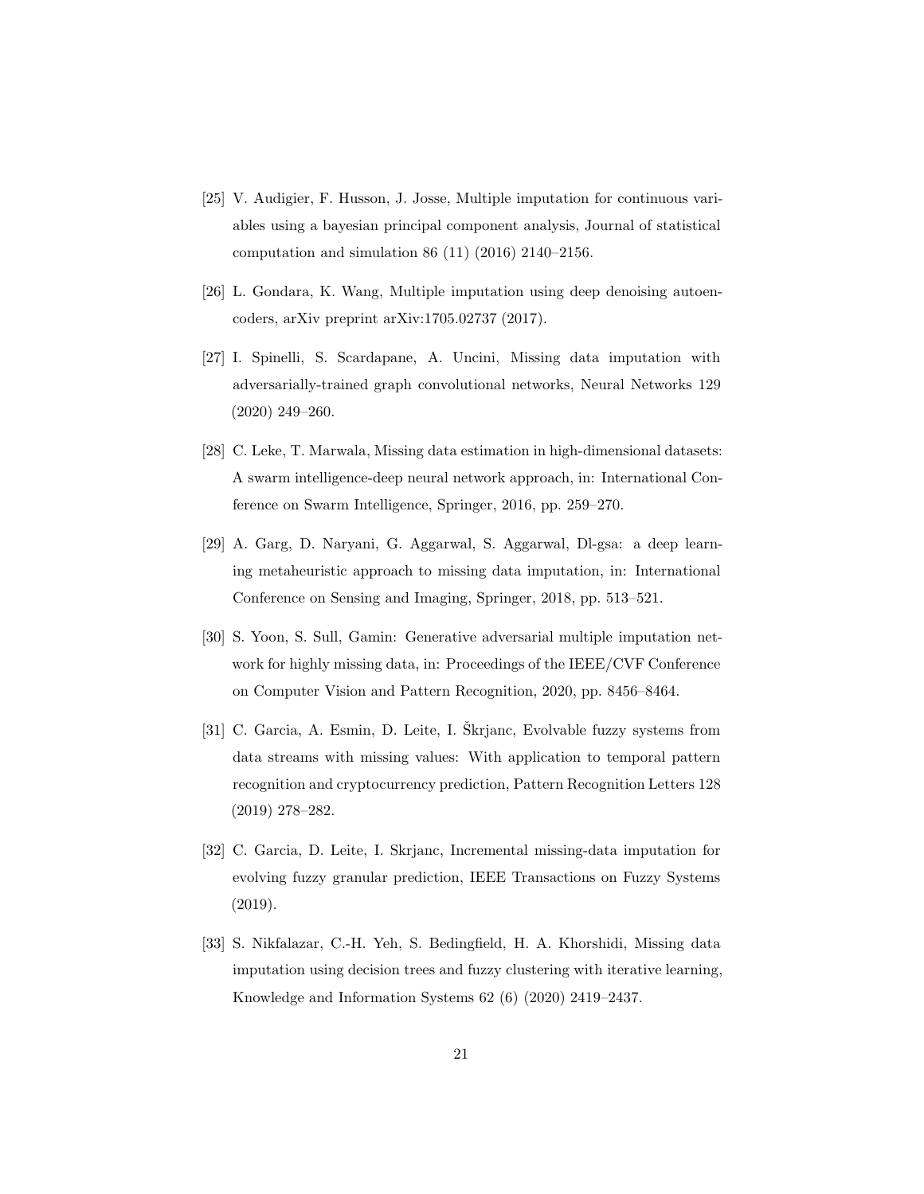[25] V. Audigier, F. Husson, J. Josse, Multiple imputation for continuous variables using a bayesian principal component analysis, Journal of statistical computation and simulation 86 (11) (2016) 2140–2156.

[26] L. Gondara, K. Wang, Multiple imputation using deep denoising autoencoders, arXiv preprint arXiv:1705.02737 (2017).

[27] I. Spinelli, S. Scardapane, A. Uncini, Missing data imputation with adversarially-trained graph convolutional networks, Neural Networks 129 (2020) 249–260.

[28] C. Leke, T. Marwala, Missing data estimation in high-dimensional datasets: A swarm intelligence-deep neural network approach, in: International Conference on Swarm Intelligence, Springer, 2016, pp. 259–270.

[29] A. Garg, D. Naryani, G. Aggarwal, S. Aggarwal, Dl-gsa: a deep learning metaheuristic approach to missing data imputation, in: International Conference on Sensing and Imaging, Springer, 2018, pp. 513–521.

[30] S. Yoon, S. Sull, Gamin: Generative adversarial multiple imputation network for highly missing data, in: Proceedings of the IEEE/CVF Conference on Computer Vision and Pattern Recognition, 2020, pp. 8456–8464.

[31] C. Garcia, A. Esmin, D. Leite, I. Škrjanc, Evolvable fuzzy systems from data streams with missing values: With application to temporal pattern recognition and cryptocurrency prediction, Pattern Recognition Letters 128 (2019) 278–282.

[32] C. Garcia, D. Leite, I. Skrjanc, Incremental missing-data imputation for evolving fuzzy granular prediction, IEEE Transactions on Fuzzy Systems (2019).

[33] S. Nikfalazar, C.-H. Yeh, S. Bedingfield, H. A. Khorshidi, Missing data imputation using decision trees and fuzzy clustering with iterative learning, Knowledge and Information Systems 62 (6) (2020) 2419–2437.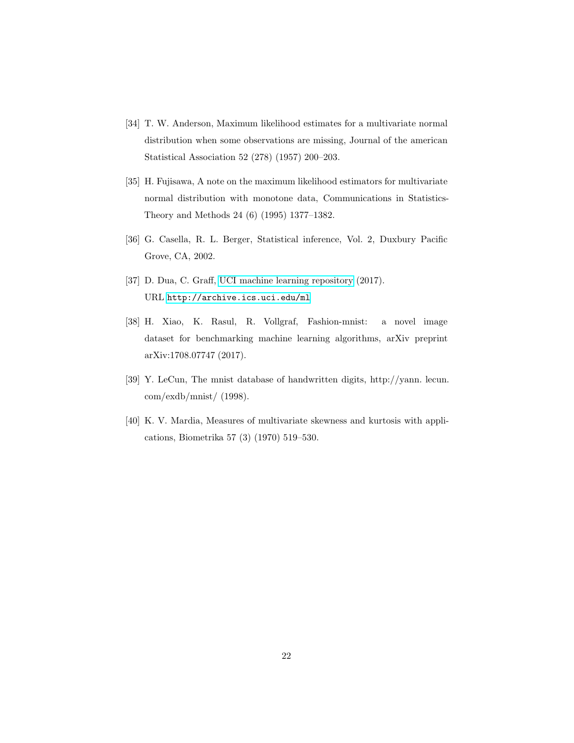[34] T. W. Anderson, Maximum likelihood estimates for a multivariate normal distribution when some observations are missing, Journal of the american Statistical Association 52 (278) (1957) 200–203.

[35] H. Fujisawa, A note on the maximum likelihood estimators for multivariate normal distribution with monotone data, Communications in Statistics-Theory and Methods 24 (6) (1995) 1377–1382.

[36] G. Casella, R. L. Berger, Statistical inference, Vol. 2, Duxbury Pacific Grove, CA, 2002.

[37] D. Dua, C. Graff, UCI machine learning repository (2017).
URL http://archive.ics.uci.edu/ml

[38] H. Xiao, K. Rasul, R. Vollgraf, Fashion-mnist: a novel image dataset for benchmarking machine learning algorithms, arXiv preprint arXiv:1708.07747 (2017).

[39] Y. LeCun, The mnist database of handwritten digits, http://yann. lecun. com/exdb/mnist/ (1998).

[40] K. V. Mardia, Measures of multivariate skewness and kurtosis with applications, Biometrika 57 (3) (1970) 519–530.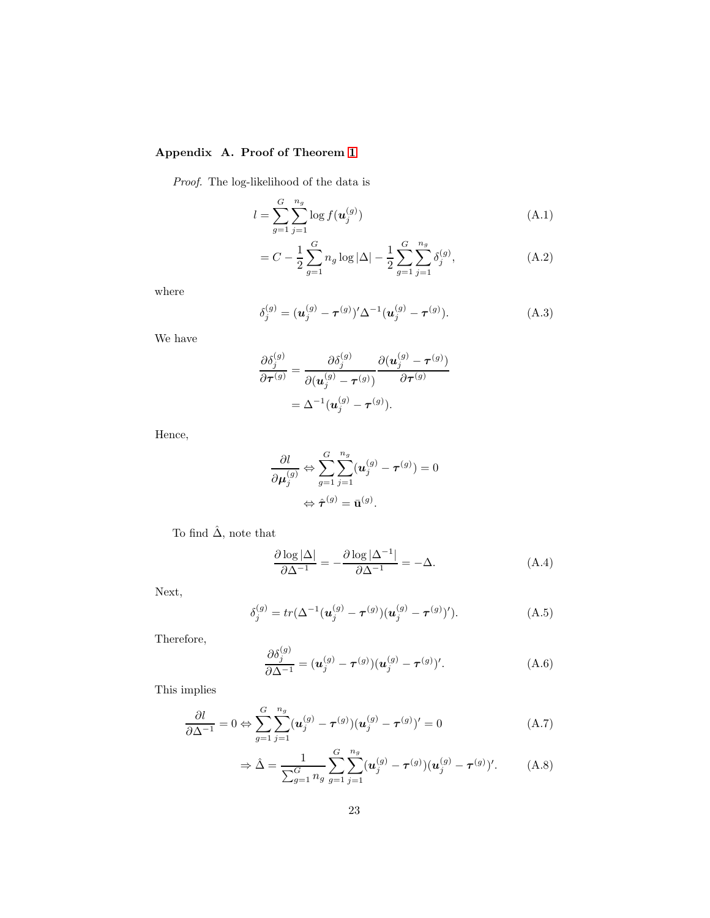## Appendix A. Proof of Theorem 1

*Proof.* The log-likelihood of the data is

$$l = \sum_{g=1}^{G} \sum_{j=1}^{n_g} \log f(\boldsymbol{u}_j^{(g)}) \tag{A.1}$$

$$= C - \frac{1}{2} \sum_{g=1}^{G} n_g \log |\Delta| - \frac{1}{2} \sum_{g=1}^{G} \sum_{j=1}^{n_g} \delta_j^{(g)}, \tag{A.2}$$

where

$$\delta_j^{(g)} = (\boldsymbol{u}_j^{(g)} - \boldsymbol{\tau}^{(g)})' \Delta^{-1} (\boldsymbol{u}_j^{(g)} - \boldsymbol{\tau}^{(g)}). \tag{A.3}$$

We have

$$\frac{\partial \delta_j^{(g)}}{\partial \boldsymbol{\tau}^{(g)}} = \frac{\partial \delta_j^{(g)}}{\partial (\boldsymbol{u}_j^{(g)} - \boldsymbol{\tau}^{(g)})} \frac{\partial (\boldsymbol{u}_j^{(g)} - \boldsymbol{\tau}^{(g)})}{\partial \boldsymbol{\tau}^{(g)}}$$

$$= \Delta^{-1} (\boldsymbol{u}_j^{(g)} - \boldsymbol{\tau}^{(g)}).$$

Hence,

$$\frac{\partial l}{\partial \boldsymbol{\mu}_j^{(g)}} \Leftrightarrow \sum_{g=1}^{G} \sum_{j=1}^{n_g} (\boldsymbol{u}_j^{(g)} - \boldsymbol{\tau}^{(g)}) = 0$$

$$\Leftrightarrow \hat{\boldsymbol{\tau}}^{(g)} = \bar{\mathbf{u}}^{(g)}.$$

To find $\hat{\Delta}$, note that

$$\frac{\partial \log |\Delta|}{\partial \Delta^{-1}} = -\frac{\partial \log |\Delta^{-1}|}{\partial \Delta^{-1}} = -\Delta. \tag{A.4}$$

Next,

$$\delta_j^{(g)} = tr(\Delta^{-1} (\boldsymbol{u}_j^{(g)} - \boldsymbol{\tau}^{(g)})(\boldsymbol{u}_j^{(g)} - \boldsymbol{\tau}^{(g)})'). \tag{A.5}$$

Therefore,

$$\frac{\partial \delta_j^{(g)}}{\partial \Delta^{-1}} = (\boldsymbol{u}_j^{(g)} - \boldsymbol{\tau}^{(g)})(\boldsymbol{u}_j^{(g)} - \boldsymbol{\tau}^{(g)})'. \tag{A.6}$$

This implies

$$\frac{\partial l}{\partial \Delta^{-1}} = 0 \Leftrightarrow \sum_{g=1}^{G} \sum_{j=1}^{n_g} (\boldsymbol{u}_j^{(g)} - \boldsymbol{\tau}^{(g)})(\boldsymbol{u}_j^{(g)} - \boldsymbol{\tau}^{(g)})' = 0 \tag{A.7}$$

$$\Rightarrow \hat{\Delta} = \frac{1}{\sum_{g=1}^{G} n_g} \sum_{g=1}^{G} \sum_{j=1}^{n_g} (\boldsymbol{u}_j^{(g)} - \boldsymbol{\tau}^{(g)})(\boldsymbol{u}_j^{(g)} - \boldsymbol{\tau}^{(g)})'. \tag{A.8}$$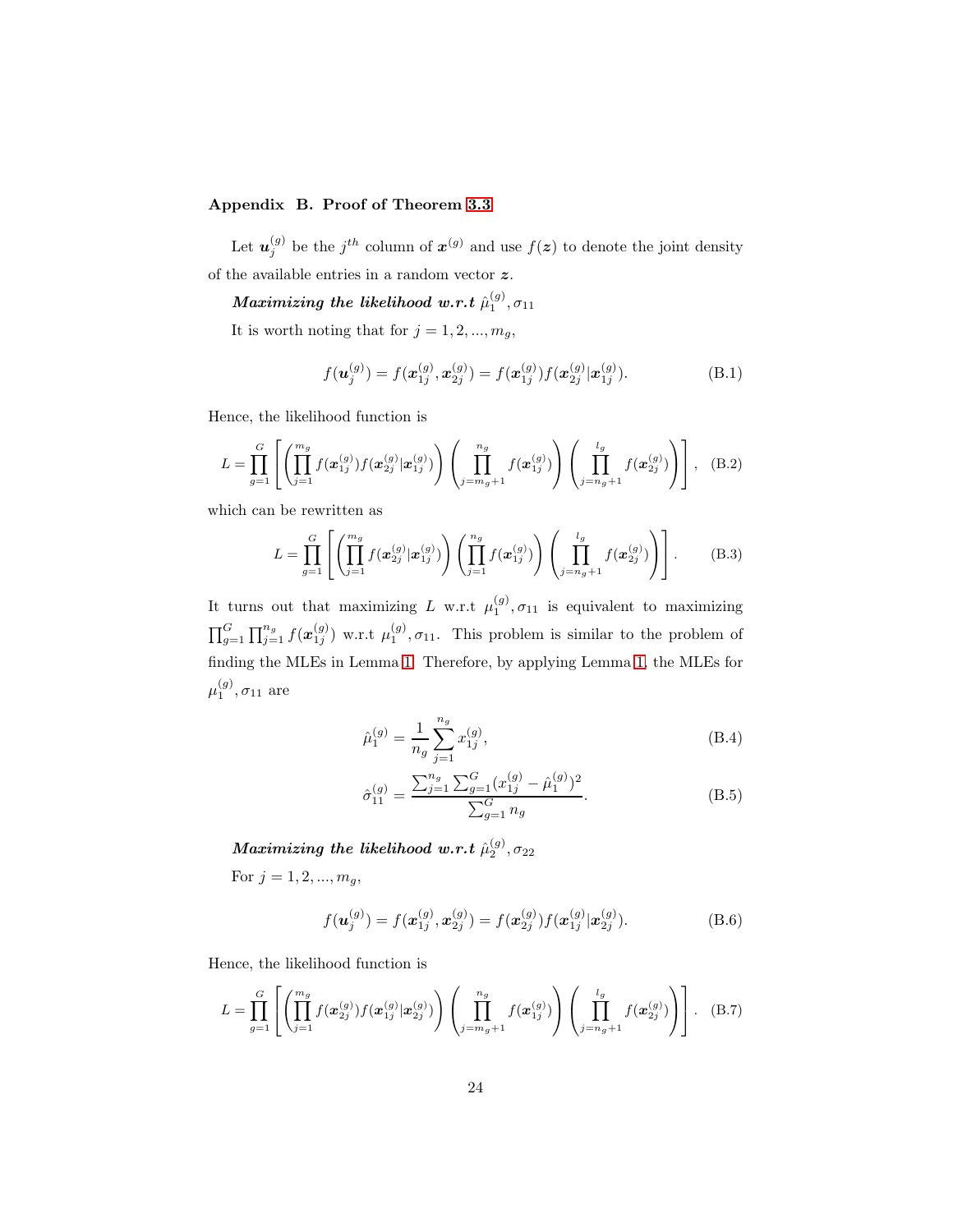## Appendix B. Proof of Theorem 3.3

Let $\boldsymbol{u}_j^{(g)}$ be the $j^{th}$ column of $\boldsymbol{x}^{(g)}$ and use $f(\boldsymbol{z})$ to denote the joint density of the available entries in a random vector $\boldsymbol{z}$.

***Maximizing the likelihood w.r.t*** $\hat{\mu}_1^{(g)}, \sigma_{11}$

It is worth noting that for $j = 1, 2, ..., m_g$,

$$f(\boldsymbol{u}_j^{(g)}) = f(\boldsymbol{x}_{1j}^{(g)}, \boldsymbol{x}_{2j}^{(g)}) = f(\boldsymbol{x}_{1j}^{(g)}) f(\boldsymbol{x}_{2j}^{(g)} | \boldsymbol{x}_{1j}^{(g)}). \tag{B.1}$$

Hence, the likelihood function is

$$L = \prod_{g=1}^{G} \left[ \left( \prod_{j=1}^{m_g} f(\boldsymbol{x}_{1j}^{(g)}) f(\boldsymbol{x}_{2j}^{(g)} | \boldsymbol{x}_{1j}^{(g)}) \right) \left( \prod_{j=m_g+1}^{n_g} f(\boldsymbol{x}_{1j}^{(g)}) \right) \left( \prod_{j=n_g+1}^{l_g} f(\boldsymbol{x}_{2j}^{(g)}) \right) \right], \tag{B.2}$$

which can be rewritten as

$$L = \prod_{g=1}^{G} \left[ \left( \prod_{j=1}^{m_g} f(\boldsymbol{x}_{2j}^{(g)} | \boldsymbol{x}_{1j}^{(g)}) \right) \left( \prod_{j=1}^{n_g} f(\boldsymbol{x}_{1j}^{(g)}) \right) \left( \prod_{j=n_g+1}^{l_g} f(\boldsymbol{x}_{2j}^{(g)}) \right) \right]. \tag{B.3}$$

It turns out that maximizing $L$ w.r.t $\mu_1^{(g)}, \sigma_{11}$ is equivalent to maximizing $\prod_{g=1}^{G} \prod_{j=1}^{n_g} f(\boldsymbol{x}_{1j}^{(g)})$ w.r.t $\mu_1^{(g)}, \sigma_{11}$. This problem is similar to the problem of finding the MLEs in Lemma 1. Therefore, by applying Lemma 1, the MLEs for $\mu_1^{(g)}, \sigma_{11}$ are

$$\hat{\mu}_1^{(g)} = \frac{1}{n_g} \sum_{j=1}^{n_g} x_{1j}^{(g)}, \tag{B.4}$$

$$\hat{\sigma}_{11}^{(g)} = \frac{\sum_{j=1}^{n_g} \sum_{g=1}^{G} (x_{1j}^{(g)} - \hat{\mu}_1^{(g)})^2}{\sum_{g=1}^{G} n_g}. \tag{B.5}$$

***Maximizing the likelihood w.r.t*** $\hat{\mu}_2^{(g)}, \sigma_{22}$

For $j = 1, 2, ..., m_g$,

$$f(\boldsymbol{u}_j^{(g)}) = f(\boldsymbol{x}_{1j}^{(g)}, \boldsymbol{x}_{2j}^{(g)}) = f(\boldsymbol{x}_{2j}^{(g)}) f(\boldsymbol{x}_{1j}^{(g)} | \boldsymbol{x}_{2j}^{(g)}). \tag{B.6}$$

Hence, the likelihood function is

$$L = \prod_{g=1}^{G} \left[ \left( \prod_{j=1}^{m_g} f(\boldsymbol{x}_{2j}^{(g)}) f(\boldsymbol{x}_{1j}^{(g)} | \boldsymbol{x}_{2j}^{(g)}) \right) \left( \prod_{j=m_g+1}^{n_g} f(\boldsymbol{x}_{1j}^{(g)}) \right) \left( \prod_{j=n_g+1}^{l_g} f(\boldsymbol{x}_{2j}^{(g)}) \right) \right]. \tag{B.7}$$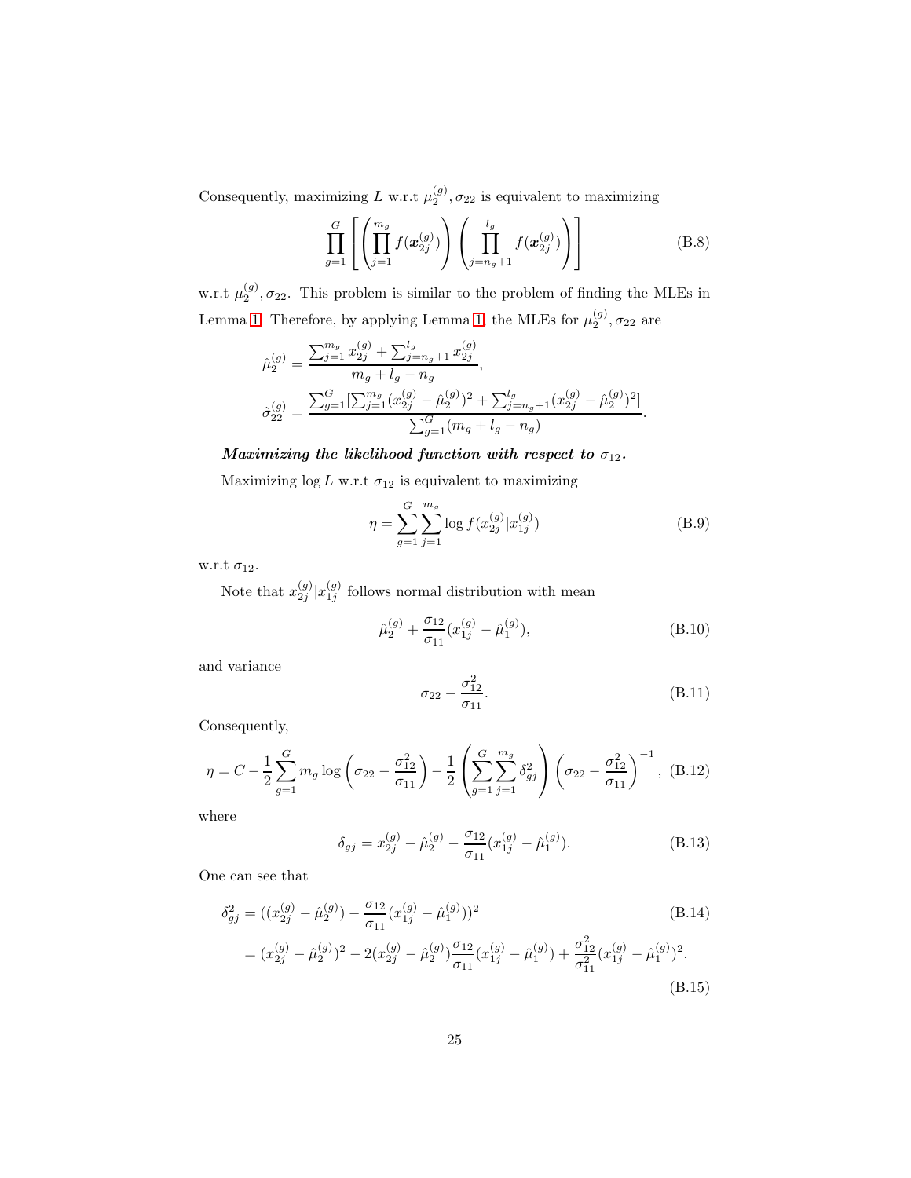Consequently, maximizing $L$ w.r.t $\mu_2^{(g)}, \sigma_{22}$ is equivalent to maximizing

$$\prod_{g=1}^{G}\left[\left(\prod_{j=1}^{m_g} f(\boldsymbol{x}_{2j}^{(g)})\right)\left(\prod_{j=n_g+1}^{l_g} f(\boldsymbol{x}_{2j}^{(g)})\right)\right] \tag{B.8}$$

w.r.t $\mu_2^{(g)}, \sigma_{22}$. This problem is similar to the problem of finding the MLEs in Lemma 1. Therefore, by applying Lemma 1, the MLEs for $\mu_2^{(g)}, \sigma_{22}$ are

$$\hat{\mu}_2^{(g)} = \frac{\sum_{j=1}^{m_g} x_{2j}^{(g)} + \sum_{j=n_g+1}^{l_g} x_{2j}^{(g)}}{m_g + l_g - n_g},$$

$$\hat{\sigma}_{22}^{(g)} = \frac{\sum_{g=1}^{G}[\sum_{j=1}^{m_g}(x_{2j}^{(g)} - \hat{\mu}_2^{(g)})^2 + \sum_{j=n_g+1}^{l_g}(x_{2j}^{(g)} - \hat{\mu}_2^{(g)})^2]}{\sum_{g=1}^{G}(m_g + l_g - n_g)}.$$

***Maximizing the likelihood function with respect to $\sigma_{12}$.***

Maximizing $\log L$ w.r.t $\sigma_{12}$ is equivalent to maximizing

$$\eta = \sum_{g=1}^{G}\sum_{j=1}^{m_g} \log f(x_{2j}^{(g)}|x_{1j}^{(g)}) \tag{B.9}$$

w.r.t $\sigma_{12}$.

Note that $x_{2j}^{(g)}|x_{1j}^{(g)}$ follows normal distribution with mean

$$\hat{\mu}_2^{(g)} + \frac{\sigma_{12}}{\sigma_{11}}(x_{1j}^{(g)} - \hat{\mu}_1^{(g)}), \tag{B.10}$$

and variance

$$\sigma_{22} - \frac{\sigma_{12}^2}{\sigma_{11}}. \tag{B.11}$$

Consequently,

$$\eta = C - \frac{1}{2}\sum_{g=1}^{G} m_g \log\left(\sigma_{22} - \frac{\sigma_{12}^2}{\sigma_{11}}\right) - \frac{1}{2}\left(\sum_{g=1}^{G}\sum_{j=1}^{m_g}\delta_{gj}^2\right)\left(\sigma_{22} - \frac{\sigma_{12}^2}{\sigma_{11}}\right)^{-1}, \tag{B.12}$$

where

$$\delta_{gj} = x_{2j}^{(g)} - \hat{\mu}_2^{(g)} - \frac{\sigma_{12}}{\sigma_{11}}(x_{1j}^{(g)} - \hat{\mu}_1^{(g)}). \tag{B.13}$$

One can see that

$$\delta_{gj}^2 = ((x_{2j}^{(g)} - \hat{\mu}_2^{(g)}) - \frac{\sigma_{12}}{\sigma_{11}}(x_{1j}^{(g)} - \hat{\mu}_1^{(g)}))^2 \tag{B.14}$$

$$= (x_{2j}^{(g)} - \hat{\mu}_2^{(g)})^2 - 2(x_{2j}^{(g)} - \hat{\mu}_2^{(g)})\frac{\sigma_{12}}{\sigma_{11}}(x_{1j}^{(g)} - \hat{\mu}_1^{(g)}) + \frac{\sigma_{12}^2}{\sigma_{11}^2}(x_{1j}^{(g)} - \hat{\mu}_1^{(g)})^2. \tag{B.15}$$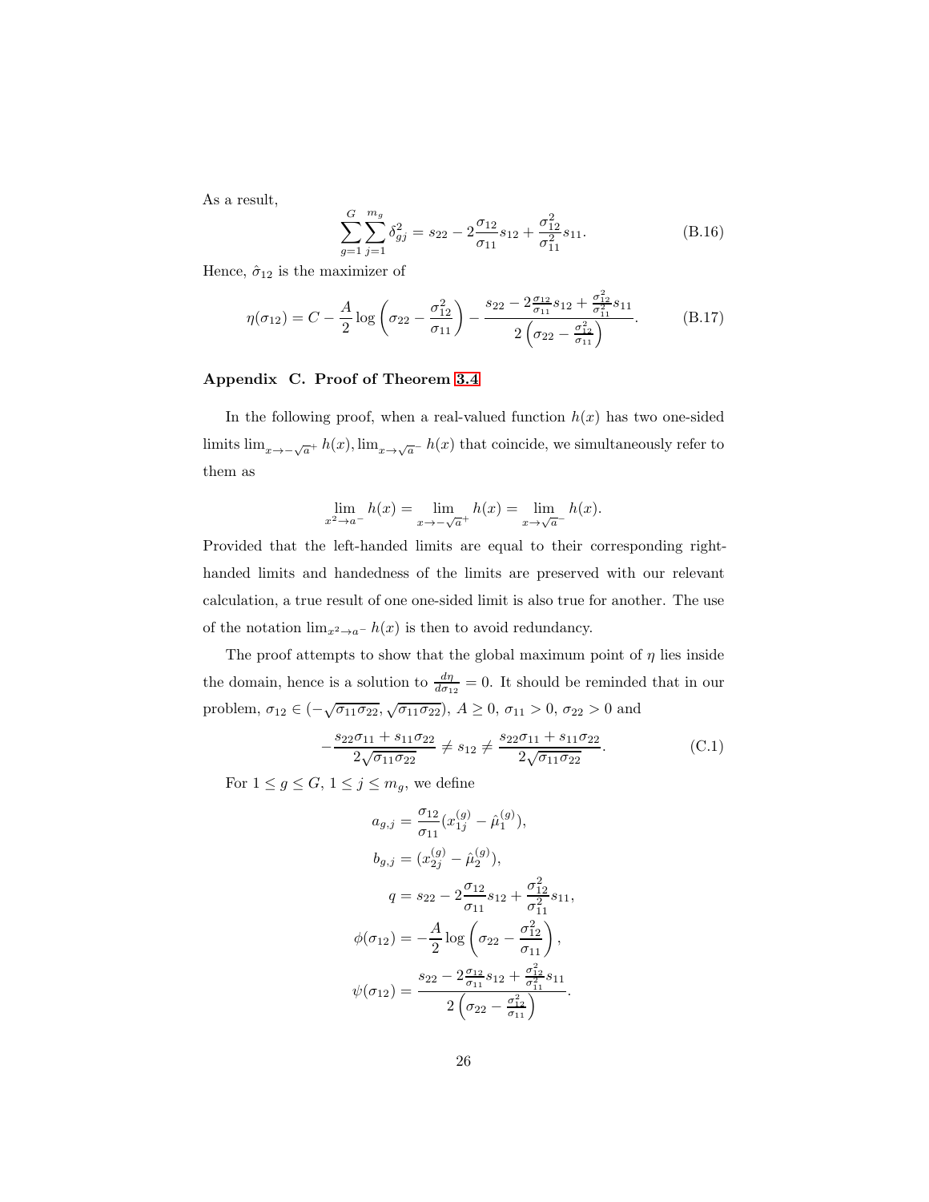As a result,

$$\sum_{g=1}^{G}\sum_{j=1}^{m_g}\delta_{gj}^2 = s_{22} - 2\frac{\sigma_{12}}{\sigma_{11}}s_{12} + \frac{\sigma_{12}^2}{\sigma_{11}^2}s_{11}. \tag{B.16}$$

Hence, $\hat{\sigma}_{12}$ is the maximizer of

$$\eta(\sigma_{12}) = C - \frac{A}{2}\log\left(\sigma_{22} - \frac{\sigma_{12}^2}{\sigma_{11}}\right) - \frac{s_{22} - 2\frac{\sigma_{12}}{\sigma_{11}}s_{12} + \frac{\sigma_{12}^2}{\sigma_{11}^2}s_{11}}{2\left(\sigma_{22} - \frac{\sigma_{12}^2}{\sigma_{11}}\right)}. \tag{B.17}$$

## Appendix C. Proof of Theorem 3.4

In the following proof, when a real-valued function $h(x)$ has two one-sided limits $\lim_{x\to-\sqrt{a}^+} h(x), \lim_{x\to\sqrt{a}^-} h(x)$ that coincide, we simultaneously refer to them as

$$\lim_{x^2\to a^-} h(x) = \lim_{x\to-\sqrt{a}^+} h(x) = \lim_{x\to\sqrt{a}^-} h(x).$$

Provided that the left-handed limits are equal to their corresponding right-handed limits and handedness of the limits are preserved with our relevant calculation, a true result of one one-sided limit is also true for another. The use of the notation $\lim_{x^2\to a^-} h(x)$ is then to avoid redundancy.

The proof attempts to show that the global maximum point of $\eta$ lies inside the domain, hence is a solution to $\frac{d\eta}{d\sigma_{12}} = 0$. It should be reminded that in our problem, $\sigma_{12} \in (-\sqrt{\sigma_{11}\sigma_{22}}, \sqrt{\sigma_{11}\sigma_{22}})$, $A \geq 0$, $\sigma_{11} > 0$, $\sigma_{22} > 0$ and

$$-\frac{s_{22}\sigma_{11} + s_{11}\sigma_{22}}{2\sqrt{\sigma_{11}\sigma_{22}}} \neq s_{12} \neq \frac{s_{22}\sigma_{11} + s_{11}\sigma_{22}}{2\sqrt{\sigma_{11}\sigma_{22}}}. \tag{C.1}$$

For $1 \leq g \leq G$, $1 \leq j \leq m_g$, we define

$$a_{g,j} = \frac{\sigma_{12}}{\sigma_{11}}(x_{1j}^{(g)} - \hat{\mu}_1^{(g)}),$$

$$b_{g,j} = (x_{2j}^{(g)} - \hat{\mu}_2^{(g)}),$$

$$q = s_{22} - 2\frac{\sigma_{12}}{\sigma_{11}}s_{12} + \frac{\sigma_{12}^2}{\sigma_{11}^2}s_{11},$$

$$\phi(\sigma_{12}) = -\frac{A}{2}\log\left(\sigma_{22} - \frac{\sigma_{12}^2}{\sigma_{11}}\right),$$

$$\psi(\sigma_{12}) = \frac{s_{22} - 2\frac{\sigma_{12}}{\sigma_{11}}s_{12} + \frac{\sigma_{12}^2}{\sigma_{11}^2}s_{11}}{2\left(\sigma_{22} - \frac{\sigma_{12}^2}{\sigma_{11}}\right)}.$$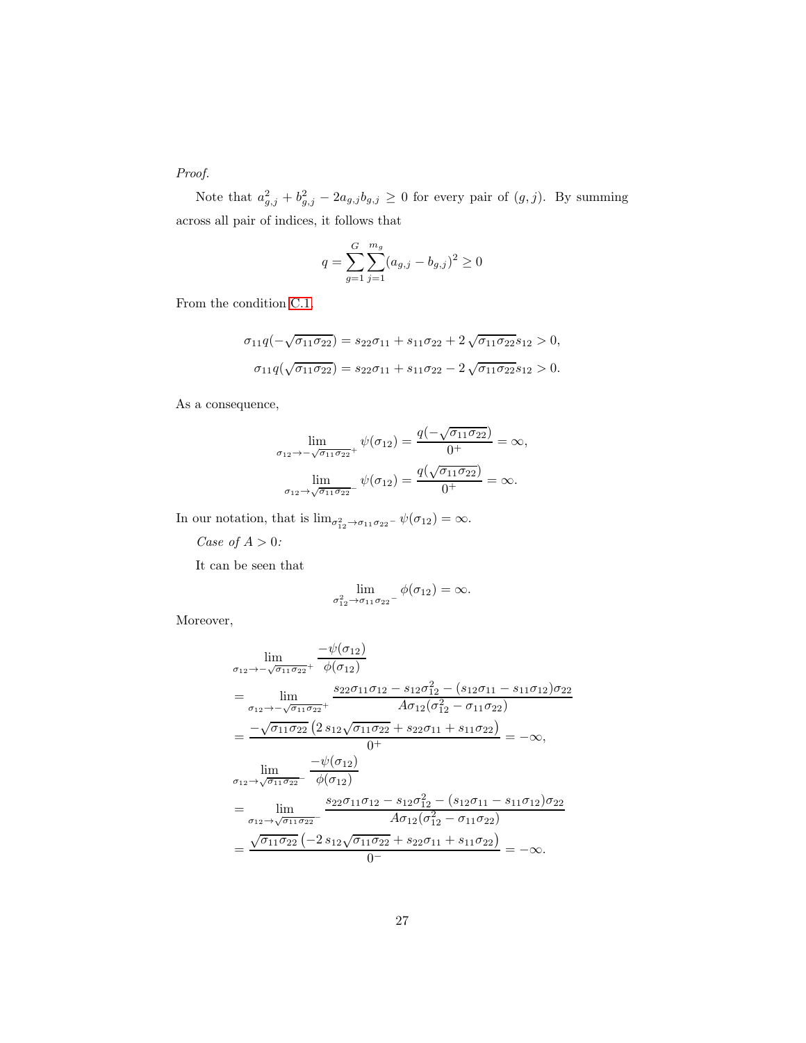*Proof.*

Note that $a_{g,j}^2 + b_{g,j}^2 - 2a_{g,j}b_{g,j} \geq 0$ for every pair of $(g, j)$. By summing across all pair of indices, it follows that

$$q = \sum_{g=1}^{G} \sum_{j=1}^{m_g} (a_{g,j} - b_{g,j})^2 \geq 0$$

From the condition C.1,

$$\sigma_{11} q(-\sqrt{\sigma_{11}\sigma_{22}}) = s_{22}\sigma_{11} + s_{11}\sigma_{22} + 2\sqrt{\sigma_{11}\sigma_{22}} s_{12} > 0,$$

$$\sigma_{11} q(\sqrt{\sigma_{11}\sigma_{22}}) = s_{22}\sigma_{11} + s_{11}\sigma_{22} - 2\sqrt{\sigma_{11}\sigma_{22}} s_{12} > 0.$$

As a consequence,

$$\lim_{\sigma_{12} \to -\sqrt{\sigma_{11}\sigma_{22}}^+} \psi(\sigma_{12}) = \frac{q(-\sqrt{\sigma_{11}\sigma_{22}})}{0^+} = \infty,$$

$$\lim_{\sigma_{12} \to \sqrt{\sigma_{11}\sigma_{22}}^-} \psi(\sigma_{12}) = \frac{q(\sqrt{\sigma_{11}\sigma_{22}})}{0^+} = \infty.$$

In our notation, that is $\lim_{\sigma_{12}^2 \to \sigma_{11}\sigma_{22}^-} \psi(\sigma_{12}) = \infty$.

*Case of $A > 0$:*

It can be seen that

$$\lim_{\sigma_{12}^2 \to \sigma_{11}\sigma_{22}^-} \phi(\sigma_{12}) = \infty.$$

Moreover,

$$\begin{aligned}
&\lim_{\sigma_{12} \to -\sqrt{\sigma_{11}\sigma_{22}}^+} \frac{-\psi(\sigma_{12})}{\phi(\sigma_{12})} \\
&= \lim_{\sigma_{12} \to -\sqrt{\sigma_{11}\sigma_{22}}^+} \frac{s_{22}\sigma_{11}\sigma_{12} - s_{12}\sigma_{12}^2 - (s_{12}\sigma_{11} - s_{11}\sigma_{12})\sigma_{22}}{A\sigma_{12}(\sigma_{12}^2 - \sigma_{11}\sigma_{22})} \\
&= \frac{-\sqrt{\sigma_{11}\sigma_{22}}\left(2\, s_{12}\sqrt{\sigma_{11}\sigma_{22}} + s_{22}\sigma_{11} + s_{11}\sigma_{22}\right)}{0^+} = -\infty, \\
&\lim_{\sigma_{12} \to \sqrt{\sigma_{11}\sigma_{22}}^-} \frac{-\psi(\sigma_{12})}{\phi(\sigma_{12})} \\
&= \lim_{\sigma_{12} \to \sqrt{\sigma_{11}\sigma_{22}}^-} \frac{s_{22}\sigma_{11}\sigma_{12} - s_{12}\sigma_{12}^2 - (s_{12}\sigma_{11} - s_{11}\sigma_{12})\sigma_{22}}{A\sigma_{12}(\sigma_{12}^2 - \sigma_{11}\sigma_{22})} \\
&= \frac{\sqrt{\sigma_{11}\sigma_{22}}\left(-2\, s_{12}\sqrt{\sigma_{11}\sigma_{22}} + s_{22}\sigma_{11} + s_{11}\sigma_{22}\right)}{0^-} = -\infty.
\end{aligned}$$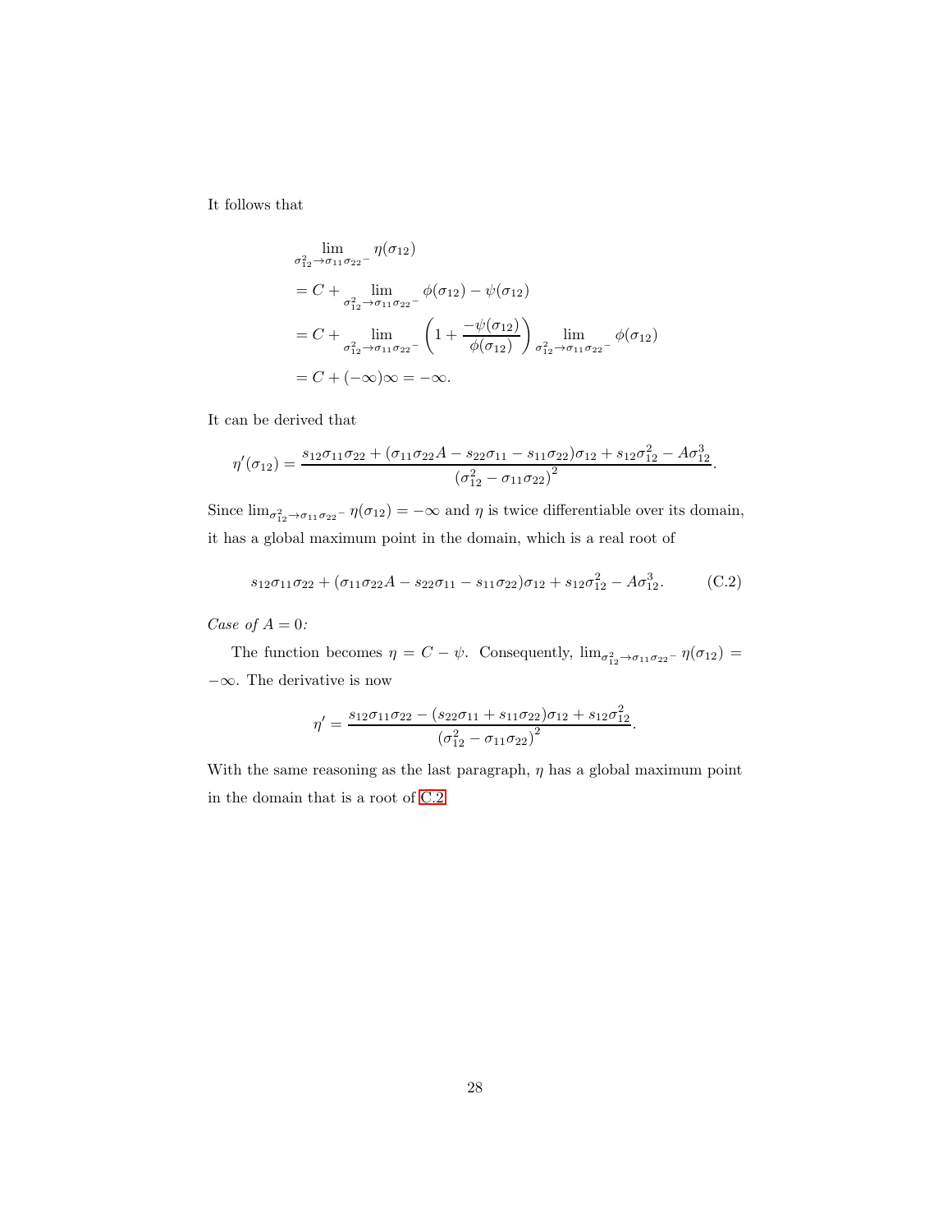It follows that

$$
\begin{aligned}
&\lim_{\sigma_{12}^2 \to \sigma_{11}\sigma_{22}^-} \eta(\sigma_{12}) \\
&= C + \lim_{\sigma_{12}^2 \to \sigma_{11}\sigma_{22}^-} \phi(\sigma_{12}) - \psi(\sigma_{12}) \\
&= C + \lim_{\sigma_{12}^2 \to \sigma_{11}\sigma_{22}^-} \left(1 + \frac{-\psi(\sigma_{12})}{\phi(\sigma_{12})}\right) \lim_{\sigma_{12}^2 \to \sigma_{11}\sigma_{22}^-} \phi(\sigma_{12}) \\
&= C + (-\infty)\infty = -\infty.
\end{aligned}
$$

It can be derived that

$$
\eta'(\sigma_{12}) = \frac{s_{12}\sigma_{11}\sigma_{22} + (\sigma_{11}\sigma_{22}A - s_{22}\sigma_{11} - s_{11}\sigma_{22})\sigma_{12} + s_{12}\sigma_{12}^2 - A\sigma_{12}^3}{\left(\sigma_{12}^2 - \sigma_{11}\sigma_{22}\right)^2}.
$$

Since $\lim_{\sigma_{12}^2 \to \sigma_{11}\sigma_{22}^-} \eta(\sigma_{12}) = -\infty$ and $\eta$ is twice differentiable over its domain, it has a global maximum point in the domain, which is a real root of

$$
s_{12}\sigma_{11}\sigma_{22} + (\sigma_{11}\sigma_{22}A - s_{22}\sigma_{11} - s_{11}\sigma_{22})\sigma_{12} + s_{12}\sigma_{12}^2 - A\sigma_{12}^3. \tag{C.2}
$$

*Case of $A = 0$:*

The function becomes $\eta = C - \psi$. Consequently, $\lim_{\sigma_{12}^2 \to \sigma_{11}\sigma_{22}^-} \eta(\sigma_{12}) = -\infty$. The derivative is now

$$
\eta' = \frac{s_{12}\sigma_{11}\sigma_{22} - (s_{22}\sigma_{11} + s_{11}\sigma_{22})\sigma_{12} + s_{12}\sigma_{12}^2}{\left(\sigma_{12}^2 - \sigma_{11}\sigma_{22}\right)^2}.
$$

With the same reasoning as the last paragraph, $\eta$ has a global maximum point in the domain that is a root of C.2